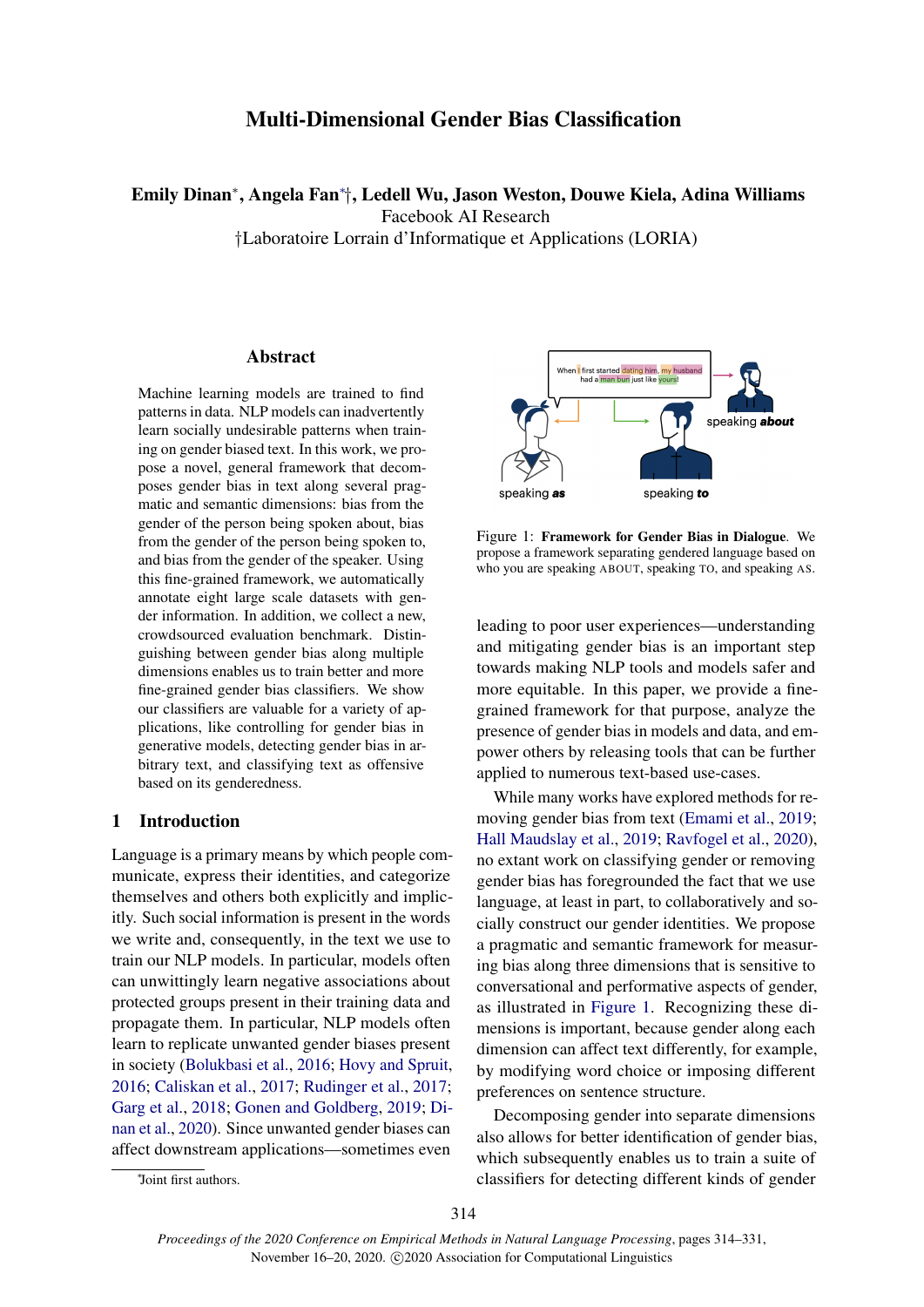# Multi-Dimensional Gender Bias Classification

**Emily Dinan*, Angela Fan*†, Ledell Wu, Jason Weston, Douwe Kiela, Adina Williams**
Facebook AI Research
†Laboratoire Lorrain d'Informatique et Applications (LORIA)

## Abstract

Machine learning models are trained to find patterns in data. NLP models can inadvertently learn socially undesirable patterns when training on gender biased text. In this work, we propose a novel, general framework that decomposes gender bias in text along several pragmatic and semantic dimensions: bias from the gender of the person being spoken about, bias from the gender of the person being spoken to, and bias from the gender of the speaker. Using this fine-grained framework, we automatically annotate eight large scale datasets with gender information. In addition, we collect a new, crowdsourced evaluation benchmark. Distinguishing between gender bias along multiple dimensions enables us to train better and more fine-grained gender bias classifiers. We show our classifiers are valuable for a variety of applications, like controlling for gender bias in generative models, detecting gender bias in arbitrary text, and classifying text as offensive based on its genderedness.

Figure 1: **Framework for Gender Bias in Dialogue**. We propose a framework separating gendered language based on who you are speaking ABOUT, speaking TO, and speaking AS.

## 1 Introduction

Language is a primary means by which people communicate, express their identities, and categorize themselves and others both explicitly and implicitly. Such social information is present in the words we write and, consequently, in the text we use to train our NLP models. In particular, models often can unwittingly learn negative associations about protected groups present in their training data and propagate them. In particular, NLP models often learn to replicate unwanted gender biases present in society (Bolukbasi et al., 2016; Hovy and Spruit, 2016; Caliskan et al., 2017; Rudinger et al., 2017; Garg et al., 2018; Gonen and Goldberg, 2019; Dinan et al., 2020). Since unwanted gender biases can affect downstream applications—sometimes even leading to poor user experiences—understanding and mitigating gender bias is an important step towards making NLP tools and models safer and more equitable. In this paper, we provide a fine-grained framework for that purpose, analyze the presence of gender bias in models and data, and empower others by releasing tools that can be further applied to numerous text-based use-cases.

While many works have explored methods for removing gender bias from text (Emami et al., 2019; Hall Maudslay et al., 2019; Ravfogel et al., 2020), no extant work on classifying gender or removing gender bias has foregrounded the fact that we use language, at least in part, to collaboratively and socially construct our gender identities. We propose a pragmatic and semantic framework for measuring bias along three dimensions that is sensitive to conversational and performative aspects of gender, as illustrated in Figure 1. Recognizing these dimensions is important, because gender along each dimension can affect text differently, for example, by modifying word choice or imposing different preferences on sentence structure.

Decomposing gender into separate dimensions also allows for better identification of gender bias, which subsequently enables us to train a suite of classifiers for detecting different kinds of gender

*Joint first authors.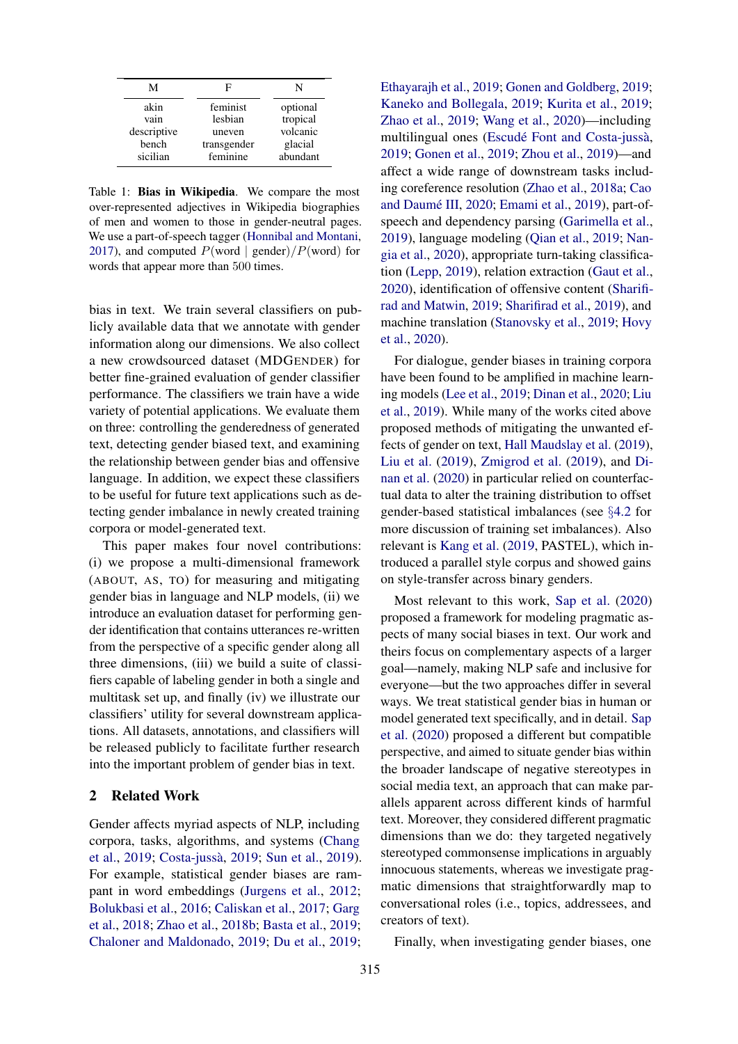| M | F | N |
|---|---|---|
| akin | feminist | optional |
| vain | lesbian | tropical |
| descriptive | uneven | volcanic |
| bench | transgender | glacial |
| sicilian | feminine | abundant |

Table 1: **Bias in Wikipedia**. We compare the most over-represented adjectives in Wikipedia biographies of men and women to those in gender-neutral pages. We use a part-of-speech tagger (Honnibal and Montani, 2017), and computed $P(\text{word} \mid \text{gender})/P(\text{word})$ for words that appear more than 500 times.

bias in text. We train several classifiers on publicly available data that we annotate with gender information along our dimensions. We also collect a new crowdsourced dataset (MDGENDER) for better fine-grained evaluation of gender classifier performance. The classifiers we train have a wide variety of potential applications. We evaluate them on three: controlling the genderedness of generated text, detecting gender biased text, and examining the relationship between gender bias and offensive language. In addition, we expect these classifiers to be useful for future text applications such as detecting gender imbalance in newly created training corpora or model-generated text.

This paper makes four novel contributions: (i) we propose a multi-dimensional framework (ABOUT, AS, TO) for measuring and mitigating gender bias in language and NLP models, (ii) we introduce an evaluation dataset for performing gender identification that contains utterances re-written from the perspective of a specific gender along all three dimensions, (iii) we build a suite of classifiers capable of labeling gender in both a single and multitask set up, and finally (iv) we illustrate our classifiers' utility for several downstream applications. All datasets, annotations, and classifiers will be released publicly to facilitate further research into the important problem of gender bias in text.

## 2 Related Work

Gender affects myriad aspects of NLP, including corpora, tasks, algorithms, and systems (Chang et al., 2019; Costa-jussà, 2019; Sun et al., 2019). For example, statistical gender biases are rampant in word embeddings (Jurgens et al., 2012; Bolukbasi et al., 2016; Caliskan et al., 2017; Garg et al., 2018; Zhao et al., 2018b; Basta et al., 2019; Chaloner and Maldonado, 2019; Du et al., 2019; Ethayarajh et al., 2019; Gonen and Goldberg, 2019; Kaneko and Bollegala, 2019; Kurita et al., 2019; Zhao et al., 2019; Wang et al., 2020)—including multilingual ones (Escudé Font and Costa-jussà, 2019; Gonen et al., 2019; Zhou et al., 2019)—and affect a wide range of downstream tasks including coreference resolution (Zhao et al., 2018a; Cao and Daumé III, 2020; Emami et al., 2019), part-of-speech and dependency parsing (Garimella et al., 2019), language modeling (Qian et al., 2019; Nangia et al., 2020), appropriate turn-taking classification (Lepp, 2019), relation extraction (Gaut et al., 2020), identification of offensive content (Sharifirad and Matwin, 2019; Sharifirad et al., 2019), and machine translation (Stanovsky et al., 2019; Hovy et al., 2020).

For dialogue, gender biases in training corpora have been found to be amplified in machine learning models (Lee et al., 2019; Dinan et al., 2020; Liu et al., 2019). While many of the works cited above proposed methods of mitigating the unwanted effects of gender on text, Hall Maudslay et al. (2019), Liu et al. (2019), Zmigrod et al. (2019), and Dinan et al. (2020) in particular relied on counterfactual data to alter the training distribution to offset gender-based statistical imbalances (see §4.2 for more discussion of training set imbalances). Also relevant is Kang et al. (2019, PASTEL), which introduced a parallel style corpus and showed gains on style-transfer across binary genders.

Most relevant to this work, Sap et al. (2020) proposed a framework for modeling pragmatic aspects of many social biases in text. Our work and theirs focus on complementary aspects of a larger goal—namely, making NLP safe and inclusive for everyone—but the two approaches differ in several ways. We treat statistical gender bias in human or model generated text specifically, and in detail. Sap et al. (2020) proposed a different but compatible perspective, and aimed to situate gender bias within the broader landscape of negative stereotypes in social media text, an approach that can make parallels apparent across different kinds of harmful text. Moreover, they considered different pragmatic dimensions than we do: they targeted negatively stereotyped commonsense implications in arguably innocuous statements, whereas we investigate pragmatic dimensions that straightforwardly map to conversational roles (i.e., topics, addressees, and creators of text).

Finally, when investigating gender biases, one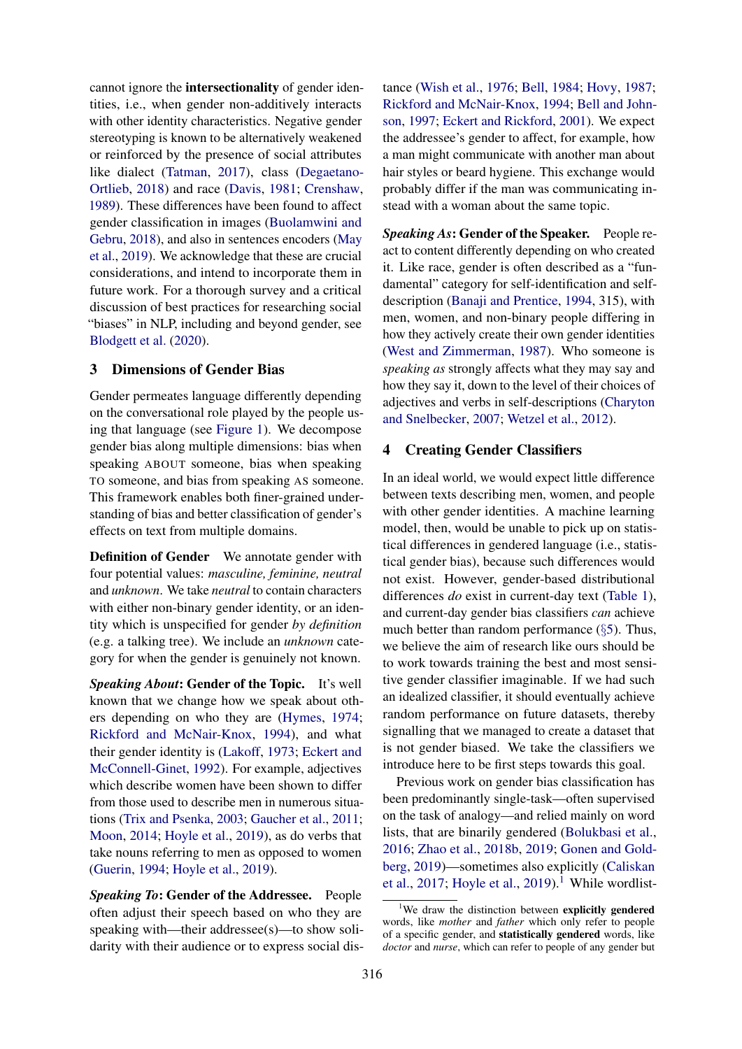cannot ignore the **intersectionality** of gender identities, i.e., when gender non-additively interacts with other identity characteristics. Negative gender stereotyping is known to be alternatively weakened or reinforced by the presence of social attributes like dialect (Tatman, 2017), class (Degaetano-Ortlieb, 2018) and race (Davis, 1981; Crenshaw, 1989). These differences have been found to affect gender classification in images (Buolamwini and Gebru, 2018), and also in sentences encoders (May et al., 2019). We acknowledge that these are crucial considerations, and intend to incorporate them in future work. For a thorough survey and a critical discussion of best practices for researching social "biases" in NLP, including and beyond gender, see Blodgett et al. (2020).

## 3 Dimensions of Gender Bias

Gender permeates language differently depending on the conversational role played by the people using that language (see Figure 1). We decompose gender bias along multiple dimensions: bias when speaking ABOUT someone, bias when speaking TO someone, and bias from speaking AS someone. This framework enables both finer-grained understanding of bias and better classification of gender's effects on text from multiple domains.

**Definition of Gender** We annotate gender with four potential values: *masculine, feminine, neutral* and *unknown*. We take *neutral* to contain characters with either non-binary gender identity, or an identity which is unspecified for gender *by definition* (e.g. a talking tree). We include an *unknown* category for when the gender is genuinely not known.

***Speaking About*: Gender of the Topic.** It's well known that we change how we speak about others depending on who they are (Hymes, 1974; Rickford and McNair-Knox, 1994), and what their gender identity is (Lakoff, 1973; Eckert and McConnell-Ginet, 1992). For example, adjectives which describe women have been shown to differ from those used to describe men in numerous situations (Trix and Psenka, 2003; Gaucher et al., 2011; Moon, 2014; Hoyle et al., 2019), as do verbs that take nouns referring to men as opposed to women (Guerin, 1994; Hoyle et al., 2019).

***Speaking To*: Gender of the Addressee.** People often adjust their speech based on who they are speaking with—their addressee(s)—to show solidarity with their audience or to express social distance (Wish et al., 1976; Bell, 1984; Hovy, 1987; Rickford and McNair-Knox, 1994; Bell and Johnson, 1997; Eckert and Rickford, 2001). We expect the addressee's gender to affect, for example, how a man might communicate with another man about hair styles or beard hygiene. This exchange would probably differ if the man was communicating instead with a woman about the same topic.

***Speaking As*: Gender of the Speaker.** People react to content differently depending on who created it. Like race, gender is often described as a "fundamental" category for self-identification and self-description (Banaji and Prentice, 1994, 315), with men, women, and non-binary people differing in how they actively create their own gender identities (West and Zimmerman, 1987). Who someone is *speaking as* strongly affects what they may say and how they say it, down to the level of their choices of adjectives and verbs in self-descriptions (Charyton and Snelbecker, 2007; Wetzel et al., 2012).

## 4 Creating Gender Classifiers

In an ideal world, we would expect little difference between texts describing men, women, and people with other gender identities. A machine learning model, then, would be unable to pick up on statistical differences in gendered language (i.e., statistical gender bias), because such differences would not exist. However, gender-based distributional differences *do* exist in current-day text (Table 1), and current-day gender bias classifiers *can* achieve much better than random performance (§5). Thus, we believe the aim of research like ours should be to work towards training the best and most sensitive gender classifier imaginable. If we had such an idealized classifier, it should eventually achieve random performance on future datasets, thereby signalling that we managed to create a dataset that is not gender biased. We take the classifiers we introduce here to be first steps towards this goal.

Previous work on gender bias classification has been predominantly single-task—often supervised on the task of analogy—and relied mainly on word lists, that are binarily gendered (Bolukbasi et al., 2016; Zhao et al., 2018b, 2019; Gonen and Goldberg, 2019)—sometimes also explicitly (Caliskan et al., 2017; Hoyle et al., 2019).[1] While wordlist-

[1] We draw the distinction between **explicitly gendered** words, like *mother* and *father* which only refer to people of a specific gender, and **statistically gendered** words, like *doctor* and *nurse*, which can refer to people of any gender but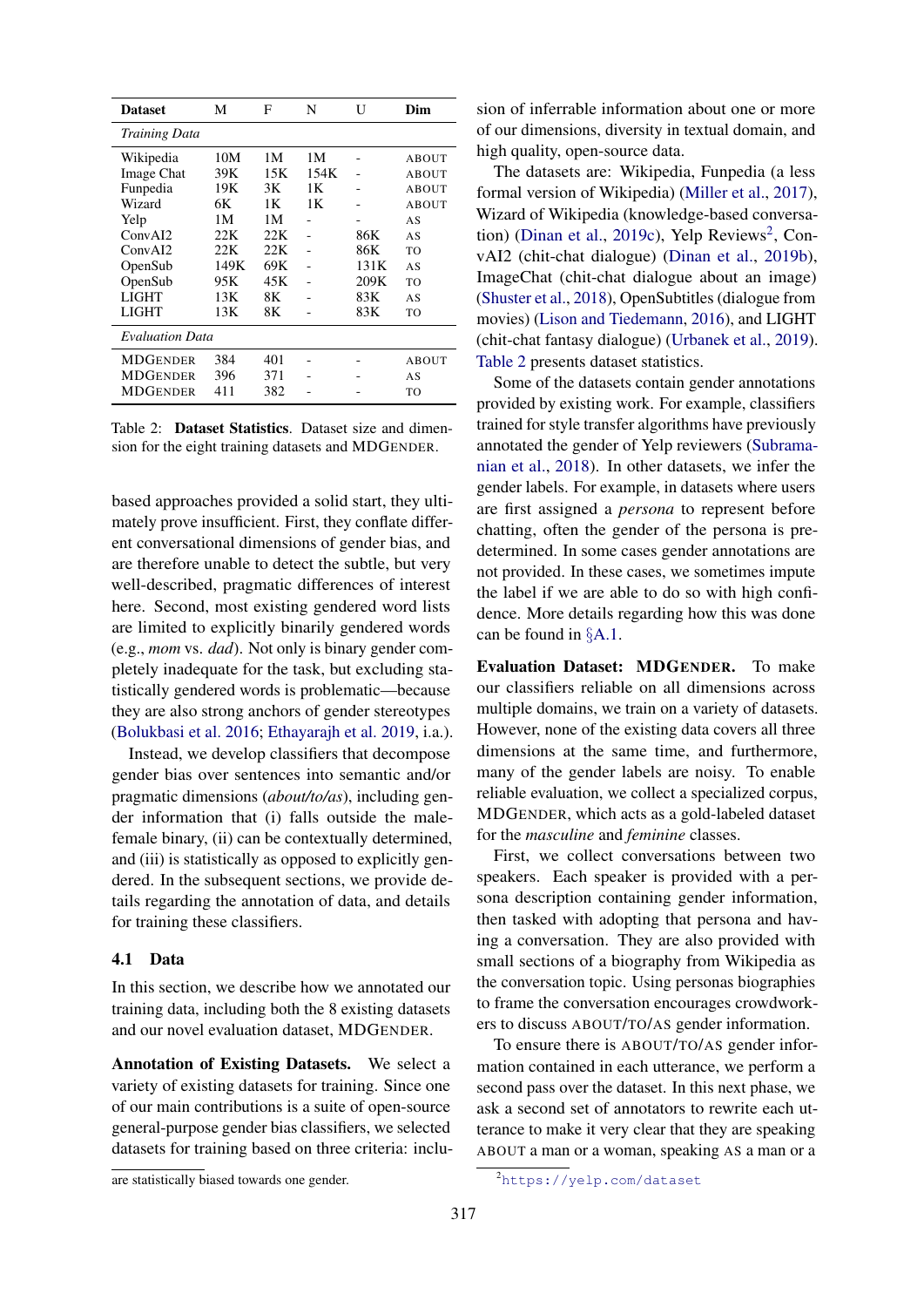| Dataset | M | F | N | U | Dim |
|---|---|---|---|---|---|
| *Training Data* | | | | | |
| Wikipedia | 10M | 1M | 1M | - | ABOUT |
| Image Chat | 39K | 15K | 154K | - | ABOUT |
| Funpedia | 19K | 3K | 1K | - | ABOUT |
| Wizard | 6K | 1K | 1K | - | ABOUT |
| Yelp | 1M | 1M | - | - | AS |
| ConvAI2 | 22K | 22K | - | 86K | AS |
| ConvAI2 | 22K | 22K | - | 86K | TO |
| OpenSub | 149K | 69K | - | 131K | AS |
| OpenSub | 95K | 45K | - | 209K | TO |
| LIGHT | 13K | 8K | - | 83K | AS |
| LIGHT | 13K | 8K | - | 83K | TO |
| *Evaluation Data* | | | | | |
| MDGENDER | 384 | 401 | - | - | ABOUT |
| MDGENDER | 396 | 371 | - | - | AS |
| MDGENDER | 411 | 382 | - | - | TO |

Table 2: **Dataset Statistics**. Dataset size and dimension for the eight training datasets and MDGENDER.

based approaches provided a solid start, they ultimately prove insufficient. First, they conflate different conversational dimensions of gender bias, and are therefore unable to detect the subtle, but very well-described, pragmatic differences of interest here. Second, most existing gendered word lists are limited to explicitly binarily gendered words (e.g., *mom* vs. *dad*). Not only is binary gender completely inadequate for the task, but excluding statistically gendered words is problematic—because they are also strong anchors of gender stereotypes (Bolukbasi et al. 2016; Ethayarajh et al. 2019, i.a.).

Instead, we develop classifiers that decompose gender bias over sentences into semantic and/or pragmatic dimensions (*about/to/as*), including gender information that (i) falls outside the male-female binary, (ii) can be contextually determined, and (iii) is statistically as opposed to explicitly gendered. In the subsequent sections, we provide details regarding the annotation of data, and details for training these classifiers.

### 4.1 Data

In this section, we describe how we annotated our training data, including both the 8 existing datasets and our novel evaluation dataset, MDGENDER.

**Annotation of Existing Datasets.** We select a variety of existing datasets for training. Since one of our main contributions is a suite of open-source general-purpose gender bias classifiers, we selected datasets for training based on three criteria: inclusion of inferrable information about one or more of our dimensions, diversity in textual domain, and high quality, open-source data.

The datasets are: Wikipedia, Funpedia (a less formal version of Wikipedia) (Miller et al., 2017), Wizard of Wikipedia (knowledge-based conversation) (Dinan et al., 2019c), Yelp Reviews[2], ConvAI2 (chit-chat dialogue) (Dinan et al., 2019b), ImageChat (chit-chat dialogue about an image) (Shuster et al., 2018), OpenSubtitles (dialogue from movies) (Lison and Tiedemann, 2016), and LIGHT (chit-chat fantasy dialogue) (Urbanek et al., 2019). Table 2 presents dataset statistics.

Some of the datasets contain gender annotations provided by existing work. For example, classifiers trained for style transfer algorithms have previously annotated the gender of Yelp reviewers (Subramanian et al., 2018). In other datasets, we infer the gender labels. For example, in datasets where users are first assigned a *persona* to represent before chatting, often the gender of the persona is predetermined. In some cases gender annotations are not provided. In these cases, we sometimes impute the label if we are able to do so with high confidence. More details regarding how this was done can be found in §A.1.

**Evaluation Dataset: MDGENDER.** To make our classifiers reliable on all dimensions across multiple domains, we train on a variety of datasets. However, none of the existing data covers all three dimensions at the same time, and furthermore, many of the gender labels are noisy. To enable reliable evaluation, we collect a specialized corpus, MDGENDER, which acts as a gold-labeled dataset for the *masculine* and *feminine* classes.

First, we collect conversations between two speakers. Each speaker is provided with a persona description containing gender information, then tasked with adopting that persona and having a conversation. They are also provided with small sections of a biography from Wikipedia as the conversation topic. Using personas biographies to frame the conversation encourages crowdworkers to discuss ABOUT/TO/AS gender information.

To ensure there is ABOUT/TO/AS gender information contained in each utterance, we perform a second pass over the dataset. In this next phase, we ask a second set of annotators to rewrite each utterance to make it very clear that they are speaking ABOUT a man or a woman, speaking AS a man or a

are statistically biased towards one gender.

[2] https://yelp.com/dataset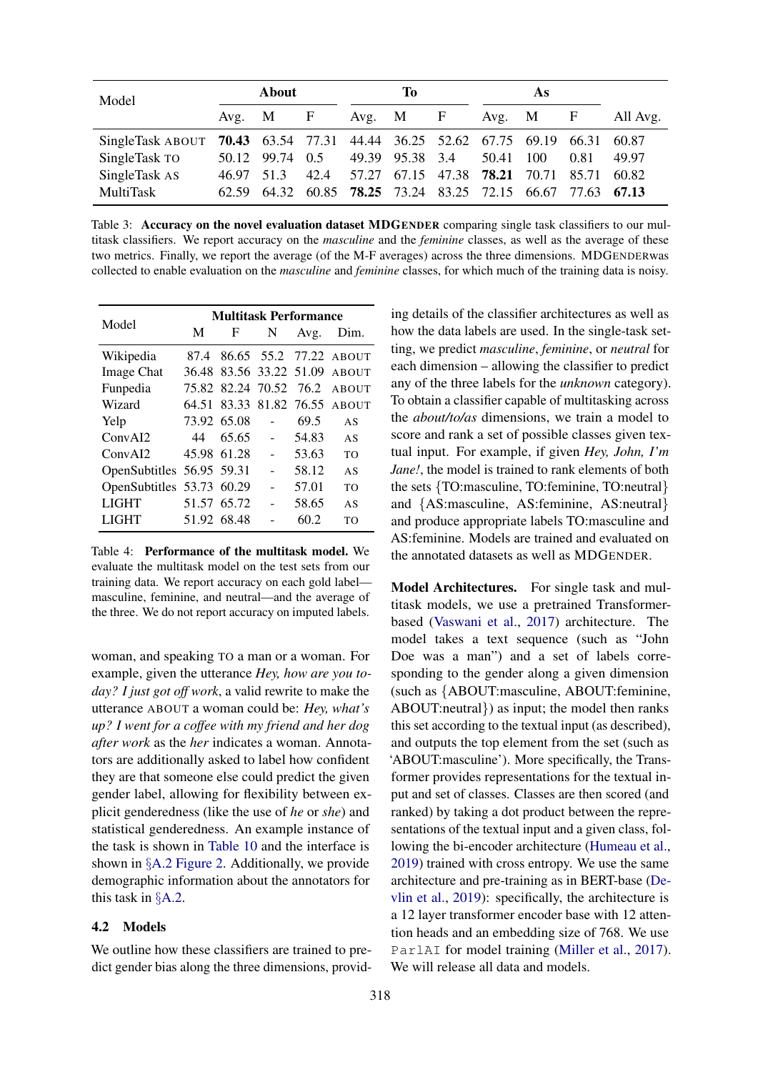| Model | About | | | To | | | As | | | All Avg. |
|---|---|---|---|---|---|---|---|---|---|---|
| | Avg. | M | F | Avg. | M | F | Avg. | M | F | |
| SingleTask ABOUT | **70.43** | 63.54 | 77.31 | 44.44 | 36.25 | 52.62 | 67.75 | 69.19 | 66.31 | 60.87 |
| SingleTask TO | 50.12 | 99.74 | 0.5 | 49.39 | 95.38 | 3.4 | 50.41 | 100 | 0.81 | 49.97 |
| SingleTask AS | 46.97 | 51.3 | 42.4 | 57.27 | 67.15 | 47.38 | **78.21** | 70.71 | 85.71 | 60.82 |
| MultiTask | 62.59 | 64.32 | 60.85 | **78.25** | 73.24 | 83.25 | 72.15 | 66.67 | 77.63 | **67.13** |

Table 3: **Accuracy on the novel evaluation dataset MDGENDER** comparing single task classifiers to our multitask classifiers. We report accuracy on the *masculine* and the *feminine* classes, as well as the average of these two metrics. Finally, we report the average (of the M-F averages) across the three dimensions. MDGENDERwas collected to enable evaluation on the *masculine* and *feminine* classes, for which much of the training data is noisy.

| Model | Multitask Performance | | | | |
|---|---|---|---|---|---|
| | M | F | N | Avg. | Dim. |
| Wikipedia | 87.4 | 86.65 | 55.2 | 77.22 | ABOUT |
| Image Chat | 36.48 | 83.56 | 33.22 | 51.09 | ABOUT |
| Funpedia | 75.82 | 82.24 | 70.52 | 76.2 | ABOUT |
| Wizard | 64.51 | 83.33 | 81.82 | 76.55 | ABOUT |
| Yelp | 73.92 | 65.08 | - | 69.5 | AS |
| ConvAI2 | 44 | 65.65 | - | 54.83 | AS |
| ConvAI2 | 45.98 | 61.28 | - | 53.63 | TO |
| OpenSubtitles | 56.95 | 59.31 | - | 58.12 | AS |
| OpenSubtitles | 53.73 | 60.29 | - | 57.01 | TO |
| LIGHT | 51.57 | 65.72 | - | 58.65 | AS |
| LIGHT | 51.92 | 68.48 | - | 60.2 | TO |

Table 4: **Performance of the multitask model.** We evaluate the multitask model on the test sets from our training data. We report accuracy on each gold label—masculine, feminine, and neutral—and the average of the three. We do not report accuracy on imputed labels.

woman, and speaking TO a man or a woman. For example, given the utterance *Hey, how are you today? I just got off work*, a valid rewrite to make the utterance ABOUT a woman could be: *Hey, what's up? I went for a coffee with my friend and her dog after work* as the *her* indicates a woman. Annotators are additionally asked to label how confident they are that someone else could predict the given gender label, allowing for flexibility between explicit genderedness (like the use of *he* or *she*) and statistical genderedness. An example instance of the task is shown in Table 10 and the interface is shown in §A.2 Figure 2. Additionally, we provide demographic information about the annotators for this task in §A.2.

### 4.2 Models

We outline how these classifiers are trained to predict gender bias along the three dimensions, providing details of the classifier architectures as well as how the data labels are used. In the single-task setting, we predict *masculine*, *feminine*, or *neutral* for each dimension – allowing the classifier to predict any of the three labels for the *unknown* category). To obtain a classifier capable of multitasking across the *about/to/as* dimensions, we train a model to score and rank a set of possible classes given textual input. For example, if given *Hey, John, I'm Jane!*, the model is trained to rank elements of both the sets {TO:masculine, TO:feminine, TO:neutral} and {AS:masculine, AS:feminine, AS:neutral} and produce appropriate labels TO:masculine and AS:feminine. Models are trained and evaluated on the annotated datasets as well as MDGENDER.

**Model Architectures.** For single task and multitask models, we use a pretrained Transformer-based (Vaswani et al., 2017) architecture. The model takes a text sequence (such as "John Doe was a man") and a set of labels corresponding to the gender along a given dimension (such as {ABOUT:masculine, ABOUT:feminine, ABOUT:neutral}) as input; the model then ranks this set according to the textual input (as described), and outputs the top element from the set (such as 'ABOUT:masculine'). More specifically, the Transformer provides representations for the textual input and set of classes. Classes are then scored (and ranked) by taking a dot product between the representations of the textual input and a given class, following the bi-encoder architecture (Humeau et al., 2019) trained with cross entropy. We use the same architecture and pre-training as in BERT-base (Devlin et al., 2019): specifically, the architecture is a 12 layer transformer encoder base with 12 attention heads and an embedding size of 768. We use `ParlAI` for model training (Miller et al., 2017). We will release all data and models.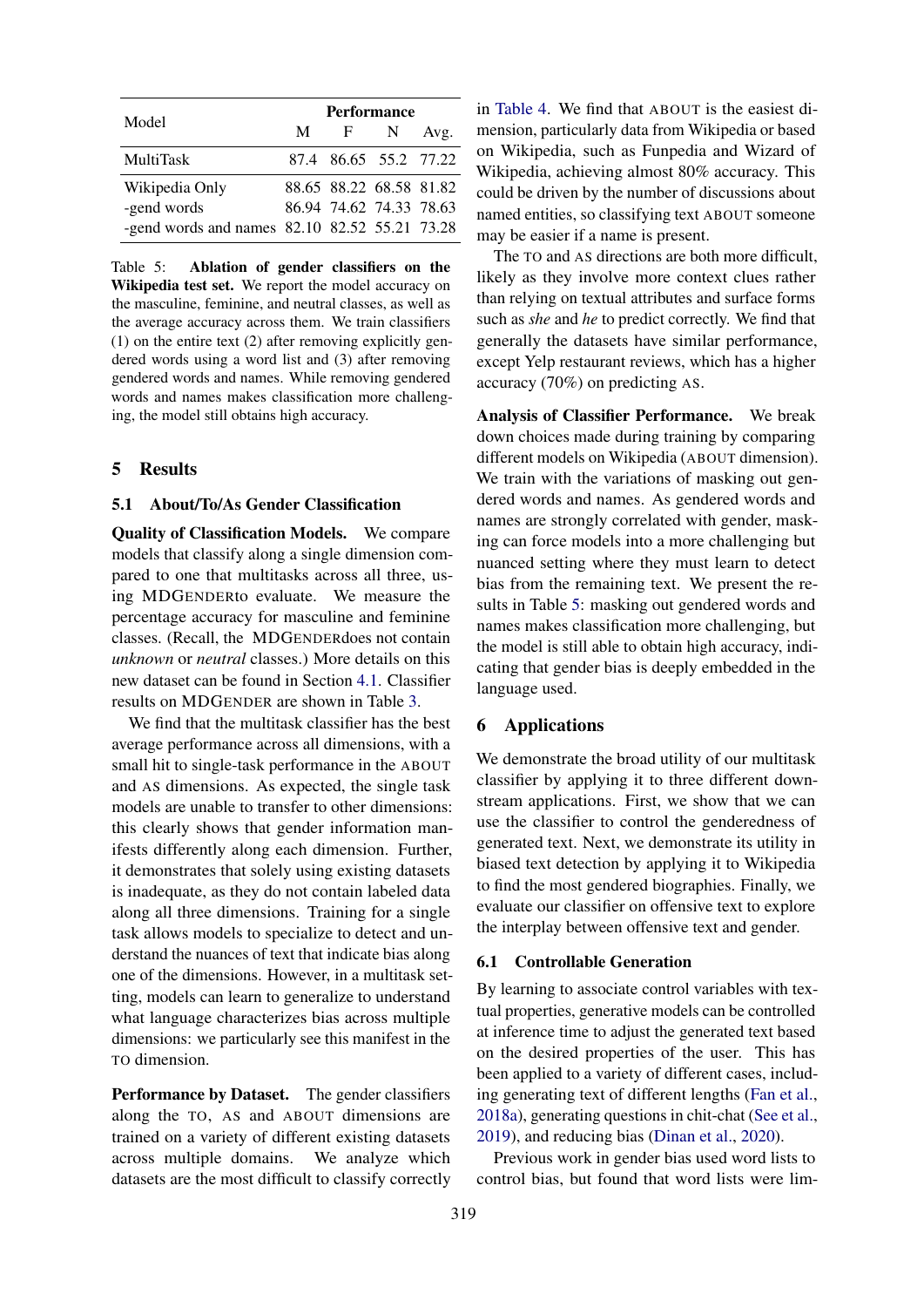| Model | Performance | | | |
|---|---|---|---|---|
| | M | F | N | Avg. |
| MultiTask | 87.4 | 86.65 | 55.2 | 77.22 |
| Wikipedia Only | 88.65 | 88.22 | 68.58 | 81.82 |
| -gend words | 86.94 | 74.62 | 74.33 | 78.63 |
| -gend words and names | 82.10 | 82.52 | 55.21 | 73.28 |

Table 5: **Ablation of gender classifiers on the Wikipedia test set.** We report the model accuracy on the masculine, feminine, and neutral classes, as well as the average accuracy across them. We train classifiers (1) on the entire text (2) after removing explicitly gendered words using a word list and (3) after removing gendered words and names. While removing gendered words and names makes classification more challenging, the model still obtains high accuracy.

## 5 Results

### 5.1 About/To/As Gender Classification

**Quality of Classification Models.** We compare models that classify along a single dimension compared to one that multitasks across all three, using MDGENDERto evaluate. We measure the percentage accuracy for masculine and feminine classes. (Recall, the MDGENDERdoes not contain *unknown* or *neutral* classes.) More details on this new dataset can be found in Section 4.1. Classifier results on MDGENDER are shown in Table 3.

We find that the multitask classifier has the best average performance across all dimensions, with a small hit to single-task performance in the ABOUT and AS dimensions. As expected, the single task models are unable to transfer to other dimensions: this clearly shows that gender information manifests differently along each dimension. Further, it demonstrates that solely using existing datasets is inadequate, as they do not contain labeled data along all three dimensions. Training for a single task allows models to specialize to detect and understand the nuances of text that indicate bias along one of the dimensions. However, in a multitask setting, models can learn to generalize to understand what language characterizes bias across multiple dimensions: we particularly see this manifest in the TO dimension.

**Performance by Dataset.** The gender classifiers along the TO, AS and ABOUT dimensions are trained on a variety of different existing datasets across multiple domains. We analyze which datasets are the most difficult to classify correctly in Table 4. We find that ABOUT is the easiest dimension, particularly data from Wikipedia or based on Wikipedia, such as Funpedia and Wizard of Wikipedia, achieving almost 80% accuracy. This could be driven by the number of discussions about named entities, so classifying text ABOUT someone may be easier if a name is present.

The TO and AS directions are both more difficult, likely as they involve more context clues rather than relying on textual attributes and surface forms such as *she* and *he* to predict correctly. We find that generally the datasets have similar performance, except Yelp restaurant reviews, which has a higher accuracy (70%) on predicting AS.

**Analysis of Classifier Performance.** We break down choices made during training by comparing different models on Wikipedia (ABOUT dimension). We train with the variations of masking out gendered words and names. As gendered words and names are strongly correlated with gender, masking can force models into a more challenging but nuanced setting where they must learn to detect bias from the remaining text. We present the results in Table 5: masking out gendered words and names makes classification more challenging, but the model is still able to obtain high accuracy, indicating that gender bias is deeply embedded in the language used.

## 6 Applications

We demonstrate the broad utility of our multitask classifier by applying it to three different downstream applications. First, we show that we can use the classifier to control the genderedness of generated text. Next, we demonstrate its utility in biased text detection by applying it to Wikipedia to find the most gendered biographies. Finally, we evaluate our classifier on offensive text to explore the interplay between offensive text and gender.

### 6.1 Controllable Generation

By learning to associate control variables with textual properties, generative models can be controlled at inference time to adjust the generated text based on the desired properties of the user. This has been applied to a variety of different cases, including generating text of different lengths (Fan et al., 2018a), generating questions in chit-chat (See et al., 2019), and reducing bias (Dinan et al., 2020).

Previous work in gender bias used word lists to control bias, but found that word lists were lim-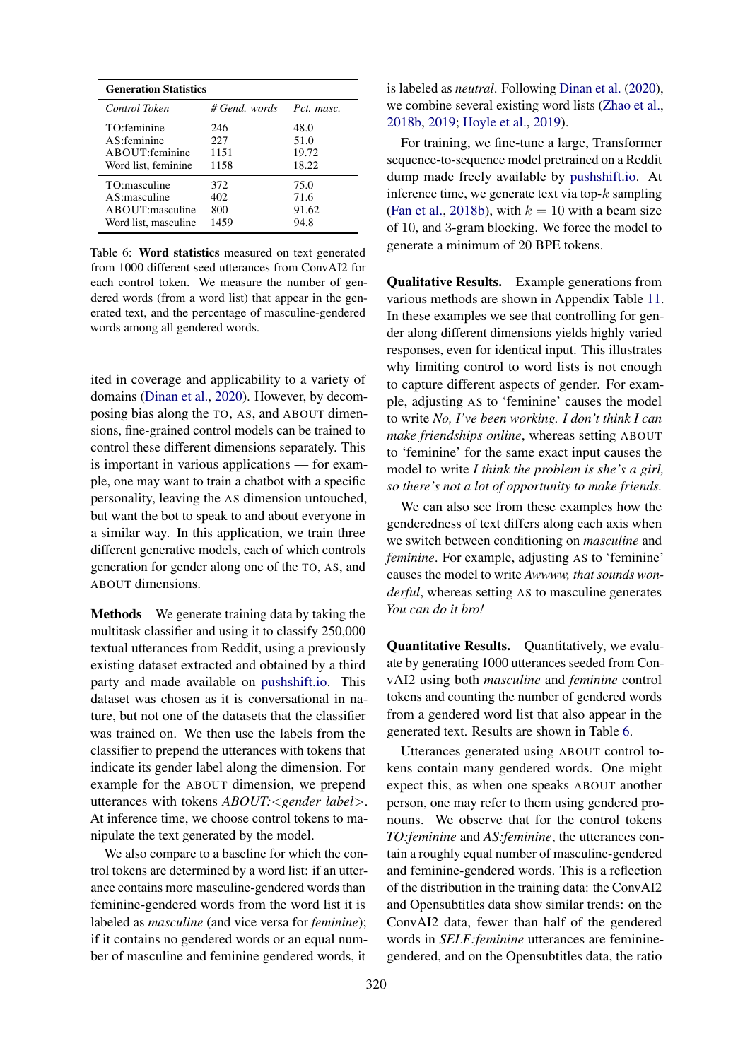| **Generation Statistics** | | |
|---|---|---|
| *Control Token* | *# Gend. words* | *Pct. masc.* |
| TO:feminine | 246 | 48.0 |
| AS:feminine | 227 | 51.0 |
| ABOUT:feminine | 1151 | 19.72 |
| Word list, feminine | 1158 | 18.22 |
| TO:masculine | 372 | 75.0 |
| AS:masculine | 402 | 71.6 |
| ABOUT:masculine | 800 | 91.62 |
| Word list, masculine | 1459 | 94.8 |

Table 6: **Word statistics** measured on text generated from 1000 different seed utterances from ConvAI2 for each control token. We measure the number of gendered words (from a word list) that appear in the generated text, and the percentage of masculine-gendered words among all gendered words.

ited in coverage and applicability to a variety of domains (Dinan et al., 2020). However, by decomposing bias along the TO, AS, and ABOUT dimensions, fine-grained control models can be trained to control these different dimensions separately. This is important in various applications — for example, one may want to train a chatbot with a specific personality, leaving the AS dimension untouched, but want the bot to speak to and about everyone in a similar way. In this application, we train three different generative models, each of which controls generation for gender along one of the TO, AS, and ABOUT dimensions.

**Methods** We generate training data by taking the multitask classifier and using it to classify 250,000 textual utterances from Reddit, using a previously existing dataset extracted and obtained by a third party and made available on pushshift.io. This dataset was chosen as it is conversational in nature, but not one of the datasets that the classifier was trained on. We then use the labels from the classifier to prepend the utterances with tokens that indicate its gender label along the dimension. For example for the ABOUT dimension, we prepend utterances with tokens *ABOUT:<gender_label>*. At inference time, we choose control tokens to manipulate the text generated by the model.

We also compare to a baseline for which the control tokens are determined by a word list: if an utterance contains more masculine-gendered words than feminine-gendered words from the word list it is labeled as *masculine* (and vice versa for *feminine*); if it contains no gendered words or an equal number of masculine and feminine gendered words, it is labeled as *neutral*. Following Dinan et al. (2020), we combine several existing word lists (Zhao et al., 2018b, 2019; Hoyle et al., 2019).

For training, we fine-tune a large, Transformer sequence-to-sequence model pretrained on a Reddit dump made freely available by pushshift.io. At inference time, we generate text via top-$k$ sampling (Fan et al., 2018b), with $k = 10$ with a beam size of 10, and 3-gram blocking. We force the model to generate a minimum of 20 BPE tokens.

**Qualitative Results.** Example generations from various methods are shown in Appendix Table 11. In these examples we see that controlling for gender along different dimensions yields highly varied responses, even for identical input. This illustrates why limiting control to word lists is not enough to capture different aspects of gender. For example, adjusting AS to 'feminine' causes the model to write *No, I've been working. I don't think I can make friendships online*, whereas setting ABOUT to 'feminine' for the same exact input causes the model to write *I think the problem is she's a girl, so there's not a lot of opportunity to make friends.*

We can also see from these examples how the genderedness of text differs along each axis when we switch between conditioning on *masculine* and *feminine*. For example, adjusting AS to 'feminine' causes the model to write *Awwww, that sounds wonderful*, whereas setting AS to masculine generates *You can do it bro!*

**Quantitative Results.** Quantitatively, we evaluate by generating 1000 utterances seeded from ConvAI2 using both *masculine* and *feminine* control tokens and counting the number of gendered words from a gendered word list that also appear in the generated text. Results are shown in Table 6.

Utterances generated using ABOUT control tokens contain many gendered words. One might expect this, as when one speaks ABOUT another person, one may refer to them using gendered pronouns. We observe that for the control tokens *TO:feminine* and *AS:feminine*, the utterances contain a roughly equal number of masculine-gendered and feminine-gendered words. This is a reflection of the distribution in the training data: the ConvAI2 and Opensubtitles data show similar trends: on the ConvAI2 data, fewer than half of the gendered words in *SELF:feminine* utterances are feminine-gendered, and on the Opensubtitles data, the ratio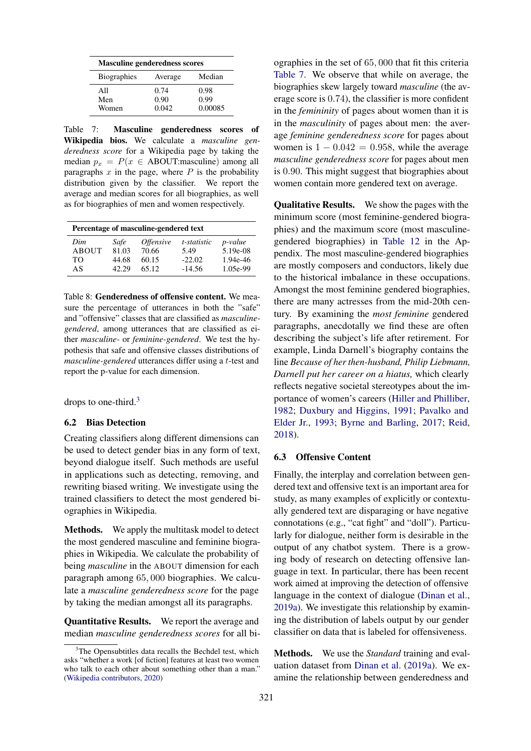| Masculine genderedness scores | | |
|---|---|---|
| Biographies | Average | Median |
| All | 0.74 | 0.98 |
| Men | 0.90 | 0.99 |
| Women | 0.042 | 0.00085 |

Table 7: **Masculine genderedness scores of Wikipedia bios.** We calculate a *masculine genderedness score* for a Wikipedia page by taking the median $p_x = P(x \in \text{ABOUT:masculine})$ among all paragraphs $x$ in the page, where $P$ is the probability distribution given by the classifier. We report the average and median scores for all biographies, as well as for biographies of men and women respectively.

| Percentage of masculine-gendered text | | | | |
|---|---|---|---|---|
| *Dim* | *Safe* | *Offensive* | *t-statistic* | *p-value* |
| ABOUT | 81.03 | 70.66 | 5.49 | 5.19e-08 |
| TO | 44.68 | 60.15 | -22.02 | 1.94e-46 |
| AS | 42.29 | 65.12 | -14.56 | 1.05e-99 |

Table 8: **Genderedness of offensive content.** We measure the percentage of utterances in both the "safe" and "offensive" classes that are classified as *masculine-gendered*, among utterances that are classified as either *masculine-* or *feminine-gendered*. We test the hypothesis that safe and offensive classes distributions of *masculine-gendered* utterances differ using a $t$-test and report the p-value for each dimension.

drops to one-third.[3]

### 6.2 Bias Detection

Creating classifiers along different dimensions can be used to detect gender bias in any form of text, beyond dialogue itself. Such methods are useful in applications such as detecting, removing, and rewriting biased writing. We investigate using the trained classifiers to detect the most gendered biographies in Wikipedia.

**Methods.** We apply the multitask model to detect the most gendered masculine and feminine biographies in Wikipedia. We calculate the probability of being *masculine* in the ABOUT dimension for each paragraph among 65,000 biographies. We calculate a *masculine genderedness score* for the page by taking the median amongst all its paragraphs.

**Quantitative Results.** We report the average and median *masculine genderedness scores* for all biographies in the set of 65,000 that fit this criteria Table 7. We observe that while on average, the biographies skew largely toward *masculine* (the average score is 0.74), the classifier is more confident in the *femininity* of pages about women than it is in the *masculinity* of pages about men: the average *feminine genderedness score* for pages about women is $1 - 0.042 = 0.958$, while the average *masculine genderedness score* for pages about men is 0.90. This might suggest that biographies about women contain more gendered text on average.

**Qualitative Results.** We show the pages with the minimum score (most feminine-gendered biographies) and the maximum score (most masculine-gendered biographies) in Table 12 in the Appendix. The most masculine-gendered biographies are mostly composers and conductors, likely due to the historical imbalance in these occupations. Amongst the most feminine gendered biographies, there are many actresses from the mid-20th century. By examining the *most feminine* gendered paragraphs, anecdotally we find these are often describing the subject's life after retirement. For example, Linda Darnell's biography contains the line *Because of her then-husband, Philip Liebmann, Darnell put her career on a hiatus,* which clearly reflects negative societal stereotypes about the importance of women's careers (Hiller and Philliber, 1982; Duxbury and Higgins, 1991; Pavalko and Elder Jr., 1993; Byrne and Barling, 2017; Reid, 2018).

### 6.3 Offensive Content

Finally, the interplay and correlation between gendered text and offensive text is an important area for study, as many examples of explicitly or contextually gendered text are disparaging or have negative connotations (e.g., "cat fight" and "doll"). Particularly for dialogue, neither form is desirable in the output of any chatbot system. There is a growing body of research on detecting offensive language in text. In particular, there has been recent work aimed at improving the detection of offensive language in the context of dialogue (Dinan et al., 2019a). We investigate this relationship by examining the distribution of labels output by our gender classifier on data that is labeled for offensiveness.

**Methods.** We use the *Standard* training and evaluation dataset from Dinan et al. (2019a). We examine the relationship between genderedness and

[3] The Opensubtitles data recalls the Bechdel test, which asks "whether a work [of fiction] features at least two women who talk to each other about something other than a man." (Wikipedia contributors, 2020)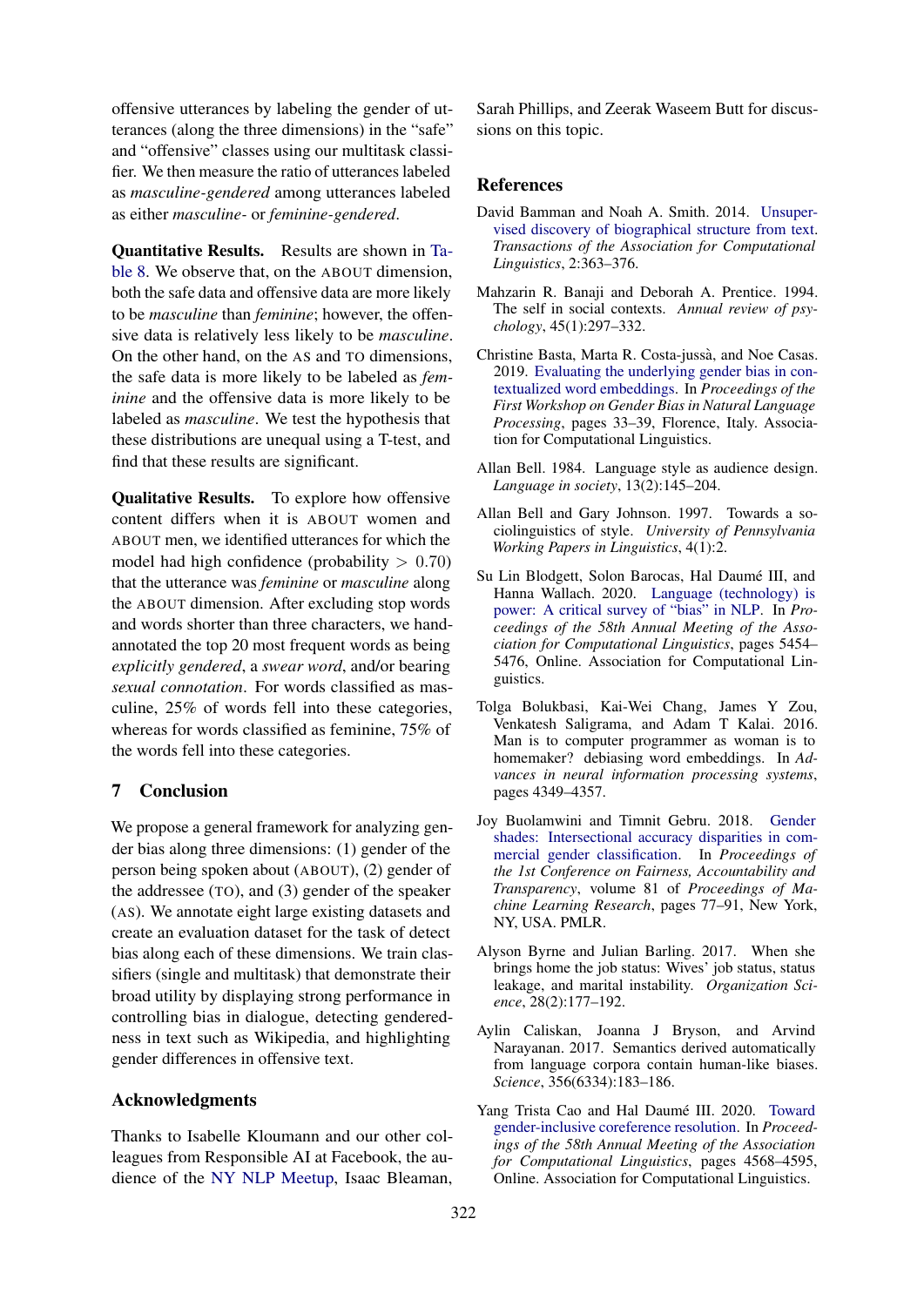offensive utterances by labeling the gender of utterances (along the three dimensions) in the "safe" and "offensive" classes using our multitask classifier. We then measure the ratio of utterances labeled as *masculine-gendered* among utterances labeled as either *masculine-* or *feminine-gendered*.

**Quantitative Results.** Results are shown in Table 8. We observe that, on the ABOUT dimension, both the safe data and offensive data are more likely to be *masculine* than *feminine*; however, the offensive data is relatively less likely to be *masculine*. On the other hand, on the AS and TO dimensions, the safe data is more likely to be labeled as *feminine* and the offensive data is more likely to be labeled as *masculine*. We test the hypothesis that these distributions are unequal using a T-test, and find that these results are significant.

**Qualitative Results.** To explore how offensive content differs when it is ABOUT women and ABOUT men, we identified utterances for which the model had high confidence (probability $> 0.70$) that the utterance was *feminine* or *masculine* along the ABOUT dimension. After excluding stop words and words shorter than three characters, we hand-annotated the top 20 most frequent words as being *explicitly gendered*, a *swear word*, and/or bearing *sexual connotation*. For words classified as masculine, 25% of words fell into these categories, whereas for words classified as feminine, 75% of the words fell into these categories.

## 7 Conclusion

We propose a general framework for analyzing gender bias along three dimensions: (1) gender of the person being spoken about (ABOUT), (2) gender of the addressee (TO), and (3) gender of the speaker (AS). We annotate eight large existing datasets and create an evaluation dataset for the task of detect bias along each of these dimensions. We train classifiers (single and multitask) that demonstrate their broad utility by displaying strong performance in controlling bias in dialogue, detecting genderedness in text such as Wikipedia, and highlighting gender differences in offensive text.

## Acknowledgments

Thanks to Isabelle Kloumann and our other colleagues from Responsible AI at Facebook, the audience of the NY NLP Meetup, Isaac Bleaman, Sarah Phillips, and Zeerak Waseem Butt for discussions on this topic.

## References

David Bamman and Noah A. Smith. 2014. Unsupervised discovery of biographical structure from text. *Transactions of the Association for Computational Linguistics*, 2:363–376.

Mahzarin R. Banaji and Deborah A. Prentice. 1994. The self in social contexts. *Annual review of psychology*, 45(1):297–332.

Christine Basta, Marta R. Costa-jussà, and Noe Casas. 2019. Evaluating the underlying gender bias in contextualized word embeddings. In *Proceedings of the First Workshop on Gender Bias in Natural Language Processing*, pages 33–39, Florence, Italy. Association for Computational Linguistics.

Allan Bell. 1984. Language style as audience design. *Language in society*, 13(2):145–204.

Allan Bell and Gary Johnson. 1997. Towards a sociolinguistics of style. *University of Pennsylvania Working Papers in Linguistics*, 4(1):2.

Su Lin Blodgett, Solon Barocas, Hal Daumé III, and Hanna Wallach. 2020. Language (technology) is power: A critical survey of "bias" in NLP. In *Proceedings of the 58th Annual Meeting of the Association for Computational Linguistics*, pages 5454–5476, Online. Association for Computational Linguistics.

Tolga Bolukbasi, Kai-Wei Chang, James Y Zou, Venkatesh Saligrama, and Adam T Kalai. 2016. Man is to computer programmer as woman is to homemaker? debiasing word embeddings. In *Advances in neural information processing systems*, pages 4349–4357.

Joy Buolamwini and Timnit Gebru. 2018. Gender shades: Intersectional accuracy disparities in commercial gender classification. In *Proceedings of the 1st Conference on Fairness, Accountability and Transparency*, volume 81 of *Proceedings of Machine Learning Research*, pages 77–91, New York, NY, USA. PMLR.

Alyson Byrne and Julian Barling. 2017. When she brings home the job status: Wives' job status, status leakage, and marital instability. *Organization Science*, 28(2):177–192.

Aylin Caliskan, Joanna J Bryson, and Arvind Narayanan. 2017. Semantics derived automatically from language corpora contain human-like biases. *Science*, 356(6334):183–186.

Yang Trista Cao and Hal Daumé III. 2020. Toward gender-inclusive coreference resolution. In *Proceedings of the 58th Annual Meeting of the Association for Computational Linguistics*, pages 4568–4595, Online. Association for Computational Linguistics.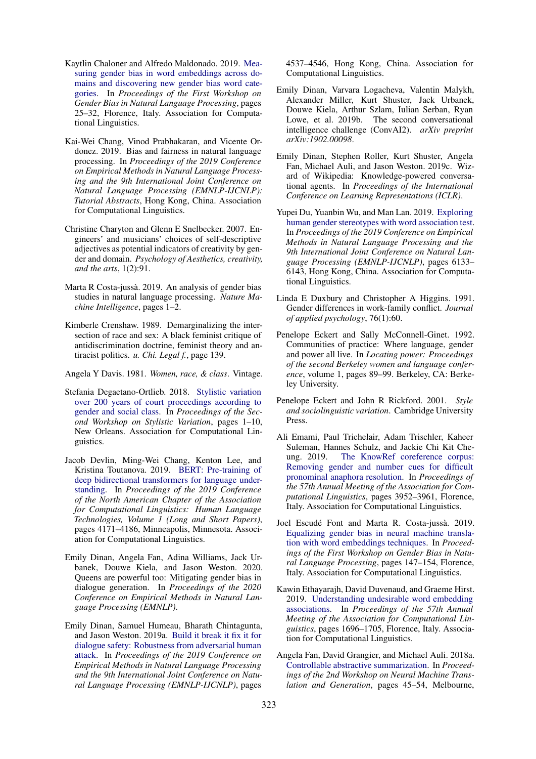Kaytlin Chaloner and Alfredo Maldonado. 2019. Measuring gender bias in word embeddings across domains and discovering new gender bias word categories. In *Proceedings of the First Workshop on Gender Bias in Natural Language Processing*, pages 25–32, Florence, Italy. Association for Computational Linguistics.

Kai-Wei Chang, Vinod Prabhakaran, and Vicente Ordonez. 2019. Bias and fairness in natural language processing. In *Proceedings of the 2019 Conference on Empirical Methods in Natural Language Processing and the 9th International Joint Conference on Natural Language Processing (EMNLP-IJCNLP): Tutorial Abstracts*, Hong Kong, China. Association for Computational Linguistics.

Christine Charyton and Glenn E Snelbecker. 2007. Engineers' and musicians' choices of self-descriptive adjectives as potential indicators of creativity by gender and domain. *Psychology of Aesthetics, creativity, and the arts*, 1(2):91.

Marta R Costa-jussà. 2019. An analysis of gender bias studies in natural language processing. *Nature Machine Intelligence*, pages 1–2.

Kimberle Crenshaw. 1989. Demarginalizing the intersection of race and sex: A black feminist critique of antidiscrimination doctrine, feminist theory and antiracist politics. *u. Chi. Legal f.*, page 139.

Angela Y Davis. 1981. *Women, race, & class*. Vintage.

Stefania Degaetano-Ortlieb. 2018. Stylistic variation over 200 years of court proceedings according to gender and social class. In *Proceedings of the Second Workshop on Stylistic Variation*, pages 1–10, New Orleans. Association for Computational Linguistics.

Jacob Devlin, Ming-Wei Chang, Kenton Lee, and Kristina Toutanova. 2019. BERT: Pre-training of deep bidirectional transformers for language understanding. In *Proceedings of the 2019 Conference of the North American Chapter of the Association for Computational Linguistics: Human Language Technologies, Volume 1 (Long and Short Papers)*, pages 4171–4186, Minneapolis, Minnesota. Association for Computational Linguistics.

Emily Dinan, Angela Fan, Adina Williams, Jack Urbanek, Douwe Kiela, and Jason Weston. 2020. Queens are powerful too: Mitigating gender bias in dialogue generation. In *Proceedings of the 2020 Conference on Empirical Methods in Natural Language Processing (EMNLP)*.

Emily Dinan, Samuel Humeau, Bharath Chintagunta, and Jason Weston. 2019a. Build it break it fix it for dialogue safety: Robustness from adversarial human attack. In *Proceedings of the 2019 Conference on Empirical Methods in Natural Language Processing and the 9th International Joint Conference on Natural Language Processing (EMNLP-IJCNLP)*, pages 4537–4546, Hong Kong, China. Association for Computational Linguistics.

Emily Dinan, Varvara Logacheva, Valentin Malykh, Alexander Miller, Kurt Shuster, Jack Urbanek, Douwe Kiela, Arthur Szlam, Iulian Serban, Ryan Lowe, et al. 2019b. The second conversational intelligence challenge (ConvAI2). *arXiv preprint arXiv:1902.00098*.

Emily Dinan, Stephen Roller, Kurt Shuster, Angela Fan, Michael Auli, and Jason Weston. 2019c. Wizard of Wikipedia: Knowledge-powered conversational agents. In *Proceedings of the International Conference on Learning Representations (ICLR)*.

Yupei Du, Yuanbin Wu, and Man Lan. 2019. Exploring human gender stereotypes with word association test. In *Proceedings of the 2019 Conference on Empirical Methods in Natural Language Processing and the 9th International Joint Conference on Natural Language Processing (EMNLP-IJCNLP)*, pages 6133–6143, Hong Kong, China. Association for Computational Linguistics.

Linda E Duxbury and Christopher A Higgins. 1991. Gender differences in work-family conflict. *Journal of applied psychology*, 76(1):60.

Penelope Eckert and Sally McConnell-Ginet. 1992. Communities of practice: Where language, gender and power all live. In *Locating power: Proceedings of the second Berkeley women and language conference*, volume 1, pages 89–99. Berkeley, CA: Berkeley University.

Penelope Eckert and John R Rickford. 2001. *Style and sociolinguistic variation*. Cambridge University Press.

Ali Emami, Paul Trichelair, Adam Trischler, Kaheer Suleman, Hannes Schulz, and Jackie Chi Kit Cheung. 2019. The KnowRef coreference corpus: Removing gender and number cues for difficult pronominal anaphora resolution. In *Proceedings of the 57th Annual Meeting of the Association for Computational Linguistics*, pages 3952–3961, Florence, Italy. Association for Computational Linguistics.

Joel Escudé Font and Marta R. Costa-jussà. 2019. Equalizing gender bias in neural machine translation with word embeddings techniques. In *Proceedings of the First Workshop on Gender Bias in Natural Language Processing*, pages 147–154, Florence, Italy. Association for Computational Linguistics.

Kawin Ethayarajh, David Duvenaud, and Graeme Hirst. 2019. Understanding undesirable word embedding associations. In *Proceedings of the 57th Annual Meeting of the Association for Computational Linguistics*, pages 1696–1705, Florence, Italy. Association for Computational Linguistics.

Angela Fan, David Grangier, and Michael Auli. 2018a. Controllable abstractive summarization. In *Proceedings of the 2nd Workshop on Neural Machine Translation and Generation*, pages 45–54, Melbourne,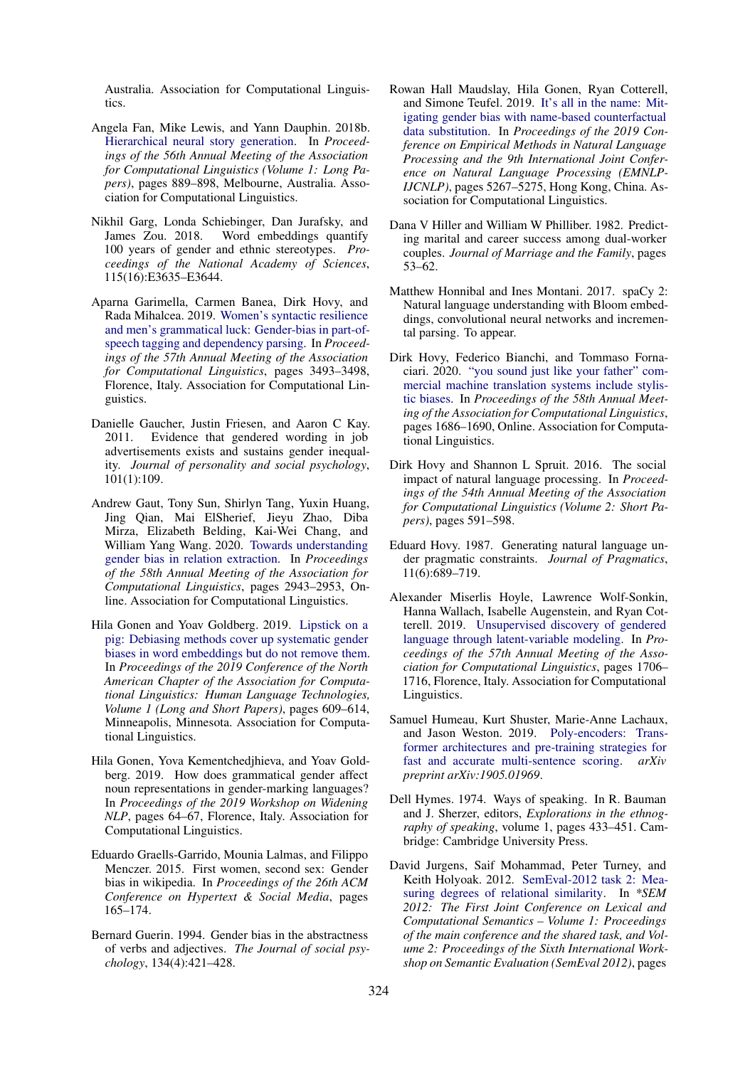Australia. Association for Computational Linguistics.

Angela Fan, Mike Lewis, and Yann Dauphin. 2018b. Hierarchical neural story generation. In *Proceedings of the 56th Annual Meeting of the Association for Computational Linguistics (Volume 1: Long Papers)*, pages 889–898, Melbourne, Australia. Association for Computational Linguistics.

Nikhil Garg, Londa Schiebinger, Dan Jurafsky, and James Zou. 2018. Word embeddings quantify 100 years of gender and ethnic stereotypes. *Proceedings of the National Academy of Sciences*, 115(16):E3635–E3644.

Aparna Garimella, Carmen Banea, Dirk Hovy, and Rada Mihalcea. 2019. Women's syntactic resilience and men's grammatical luck: Gender-bias in part-of-speech tagging and dependency parsing. In *Proceedings of the 57th Annual Meeting of the Association for Computational Linguistics*, pages 3493–3498, Florence, Italy. Association for Computational Linguistics.

Danielle Gaucher, Justin Friesen, and Aaron C Kay. 2011. Evidence that gendered wording in job advertisements exists and sustains gender inequality. *Journal of personality and social psychology*, 101(1):109.

Andrew Gaut, Tony Sun, Shirlyn Tang, Yuxin Huang, Jing Qian, Mai ElSherief, Jieyu Zhao, Diba Mirza, Elizabeth Belding, Kai-Wei Chang, and William Yang Wang. 2020. Towards understanding gender bias in relation extraction. In *Proceedings of the 58th Annual Meeting of the Association for Computational Linguistics*, pages 2943–2953, Online. Association for Computational Linguistics.

Hila Gonen and Yoav Goldberg. 2019. Lipstick on a pig: Debiasing methods cover up systematic gender biases in word embeddings but do not remove them. In *Proceedings of the 2019 Conference of the North American Chapter of the Association for Computational Linguistics: Human Language Technologies, Volume 1 (Long and Short Papers)*, pages 609–614, Minneapolis, Minnesota. Association for Computational Linguistics.

Hila Gonen, Yova Kementchedjhieva, and Yoav Goldberg. 2019. How does grammatical gender affect noun representations in gender-marking languages? In *Proceedings of the 2019 Workshop on Widening NLP*, pages 64–67, Florence, Italy. Association for Computational Linguistics.

Eduardo Graells-Garrido, Mounia Lalmas, and Filippo Menczer. 2015. First women, second sex: Gender bias in wikipedia. In *Proceedings of the 26th ACM Conference on Hypertext & Social Media*, pages 165–174.

Bernard Guerin. 1994. Gender bias in the abstractness of verbs and adjectives. *The Journal of social psychology*, 134(4):421–428.

Rowan Hall Maudslay, Hila Gonen, Ryan Cotterell, and Simone Teufel. 2019. It's all in the name: Mitigating gender bias with name-based counterfactual data substitution. In *Proceedings of the 2019 Conference on Empirical Methods in Natural Language Processing and the 9th International Joint Conference on Natural Language Processing (EMNLP-IJCNLP)*, pages 5267–5275, Hong Kong, China. Association for Computational Linguistics.

Dana V Hiller and William W Philliber. 1982. Predicting marital and career success among dual-worker couples. *Journal of Marriage and the Family*, pages 53–62.

Matthew Honnibal and Ines Montani. 2017. spaCy 2: Natural language understanding with Bloom embeddings, convolutional neural networks and incremental parsing. To appear.

Dirk Hovy, Federico Bianchi, and Tommaso Fornaciari. 2020. "you sound just like your father" commercial machine translation systems include stylistic biases. In *Proceedings of the 58th Annual Meeting of the Association for Computational Linguistics*, pages 1686–1690, Online. Association for Computational Linguistics.

Dirk Hovy and Shannon L Spruit. 2016. The social impact of natural language processing. In *Proceedings of the 54th Annual Meeting of the Association for Computational Linguistics (Volume 2: Short Papers)*, pages 591–598.

Eduard Hovy. 1987. Generating natural language under pragmatic constraints. *Journal of Pragmatics*, 11(6):689–719.

Alexander Miserlis Hoyle, Lawrence Wolf-Sonkin, Hanna Wallach, Isabelle Augenstein, and Ryan Cotterell. 2019. Unsupervised discovery of gendered language through latent-variable modeling. In *Proceedings of the 57th Annual Meeting of the Association for Computational Linguistics*, pages 1706–1716, Florence, Italy. Association for Computational Linguistics.

Samuel Humeau, Kurt Shuster, Marie-Anne Lachaux, and Jason Weston. 2019. Poly-encoders: Transformer architectures and pre-training strategies for fast and accurate multi-sentence scoring. *arXiv preprint arXiv:1905.01969*.

Dell Hymes. 1974. Ways of speaking. In R. Bauman and J. Sherzer, editors, *Explorations in the ethnography of speaking*, volume 1, pages 433–451. Cambridge: Cambridge University Press.

David Jurgens, Saif Mohammad, Peter Turney, and Keith Holyoak. 2012. SemEval-2012 task 2: Measuring degrees of relational similarity. In *\*SEM 2012: The First Joint Conference on Lexical and Computational Semantics – Volume 1: Proceedings of the main conference and the shared task, and Volume 2: Proceedings of the Sixth International Workshop on Semantic Evaluation (SemEval 2012)*, pages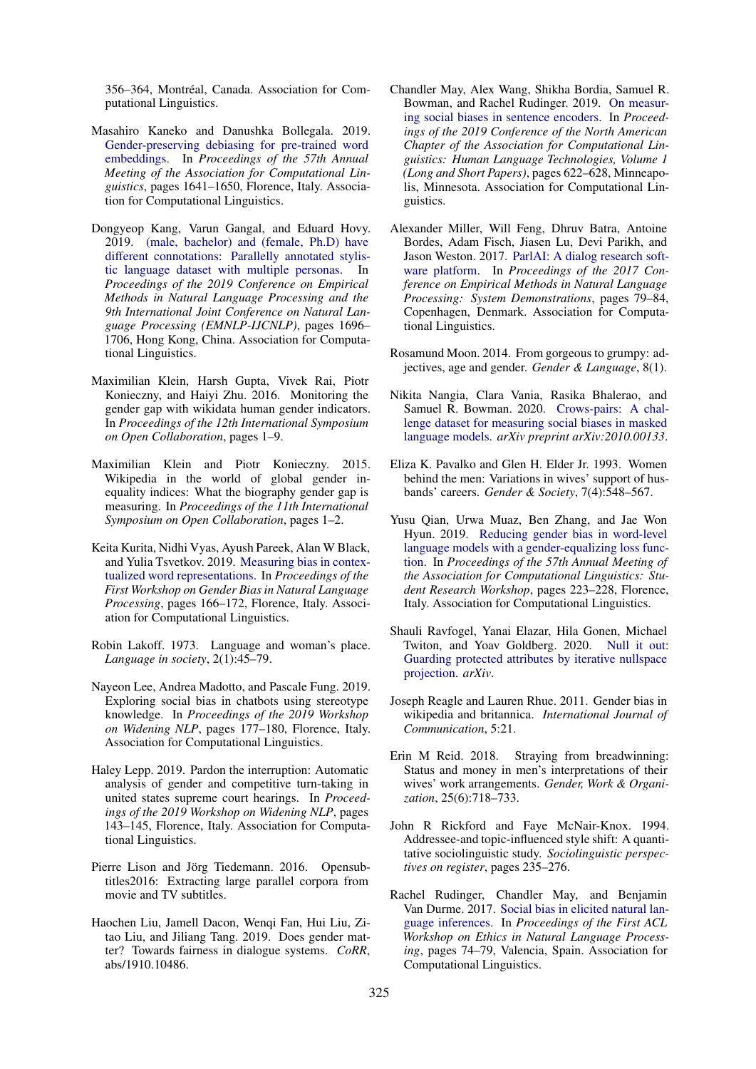356–364, Montréal, Canada. Association for Computational Linguistics.

Masahiro Kaneko and Danushka Bollegala. 2019. Gender-preserving debiasing for pre-trained word embeddings. In *Proceedings of the 57th Annual Meeting of the Association for Computational Linguistics*, pages 1641–1650, Florence, Italy. Association for Computational Linguistics.

Dongyeop Kang, Varun Gangal, and Eduard Hovy. 2019. (male, bachelor) and (female, Ph.D) have different connotations: Parallelly annotated stylistic language dataset with multiple personas. In *Proceedings of the 2019 Conference on Empirical Methods in Natural Language Processing and the 9th International Joint Conference on Natural Language Processing (EMNLP-IJCNLP)*, pages 1696–1706, Hong Kong, China. Association for Computational Linguistics.

Maximilian Klein, Harsh Gupta, Vivek Rai, Piotr Konieczny, and Haiyi Zhu. 2016. Monitoring the gender gap with wikidata human gender indicators. In *Proceedings of the 12th International Symposium on Open Collaboration*, pages 1–9.

Maximilian Klein and Piotr Konieczny. 2015. Wikipedia in the world of global gender inequality indices: What the biography gender gap is measuring. In *Proceedings of the 11th International Symposium on Open Collaboration*, pages 1–2.

Keita Kurita, Nidhi Vyas, Ayush Pareek, Alan W Black, and Yulia Tsvetkov. 2019. Measuring bias in contextualized word representations. In *Proceedings of the First Workshop on Gender Bias in Natural Language Processing*, pages 166–172, Florence, Italy. Association for Computational Linguistics.

Robin Lakoff. 1973. Language and woman's place. *Language in society*, 2(1):45–79.

Nayeon Lee, Andrea Madotto, and Pascale Fung. 2019. Exploring social bias in chatbots using stereotype knowledge. In *Proceedings of the 2019 Workshop on Widening NLP*, pages 177–180, Florence, Italy. Association for Computational Linguistics.

Haley Lepp. 2019. Pardon the interruption: Automatic analysis of gender and competitive turn-taking in united states supreme court hearings. In *Proceedings of the 2019 Workshop on Widening NLP*, pages 143–145, Florence, Italy. Association for Computational Linguistics.

Pierre Lison and Jörg Tiedemann. 2016. Opensubtitles2016: Extracting large parallel corpora from movie and TV subtitles.

Haochen Liu, Jamell Dacon, Wenqi Fan, Hui Liu, Zitao Liu, and Jiliang Tang. 2019. Does gender matter? Towards fairness in dialogue systems. *CoRR*, abs/1910.10486.

Chandler May, Alex Wang, Shikha Bordia, Samuel R. Bowman, and Rachel Rudinger. 2019. On measuring social biases in sentence encoders. In *Proceedings of the 2019 Conference of the North American Chapter of the Association for Computational Linguistics: Human Language Technologies, Volume 1 (Long and Short Papers)*, pages 622–628, Minneapolis, Minnesota. Association for Computational Linguistics.

Alexander Miller, Will Feng, Dhruv Batra, Antoine Bordes, Adam Fisch, Jiasen Lu, Devi Parikh, and Jason Weston. 2017. ParlAI: A dialog research software platform. In *Proceedings of the 2017 Conference on Empirical Methods in Natural Language Processing: System Demonstrations*, pages 79–84, Copenhagen, Denmark. Association for Computational Linguistics.

Rosamund Moon. 2014. From gorgeous to grumpy: adjectives, age and gender. *Gender & Language*, 8(1).

Nikita Nangia, Clara Vania, Rasika Bhalerao, and Samuel R. Bowman. 2020. Crows-pairs: A challenge dataset for measuring social biases in masked language models. *arXiv preprint arXiv:2010.00133*.

Eliza K. Pavalko and Glen H. Elder Jr. 1993. Women behind the men: Variations in wives' support of husbands' careers. *Gender & Society*, 7(4):548–567.

Yusu Qian, Urwa Muaz, Ben Zhang, and Jae Won Hyun. 2019. Reducing gender bias in word-level language models with a gender-equalizing loss function. In *Proceedings of the 57th Annual Meeting of the Association for Computational Linguistics: Student Research Workshop*, pages 223–228, Florence, Italy. Association for Computational Linguistics.

Shauli Ravfogel, Yanai Elazar, Hila Gonen, Michael Twiton, and Yoav Goldberg. 2020. Null it out: Guarding protected attributes by iterative nullspace projection. *arXiv*.

Joseph Reagle and Lauren Rhue. 2011. Gender bias in wikipedia and britannica. *International Journal of Communication*, 5:21.

Erin M Reid. 2018. Straying from breadwinning: Status and money in men's interpretations of their wives' work arrangements. *Gender, Work & Organization*, 25(6):718–733.

John R Rickford and Faye McNair-Knox. 1994. Addressee-and topic-influenced style shift: A quantitative sociolinguistic study. *Sociolinguistic perspectives on register*, pages 235–276.

Rachel Rudinger, Chandler May, and Benjamin Van Durme. 2017. Social bias in elicited natural language inferences. In *Proceedings of the First ACL Workshop on Ethics in Natural Language Processing*, pages 74–79, Valencia, Spain. Association for Computational Linguistics.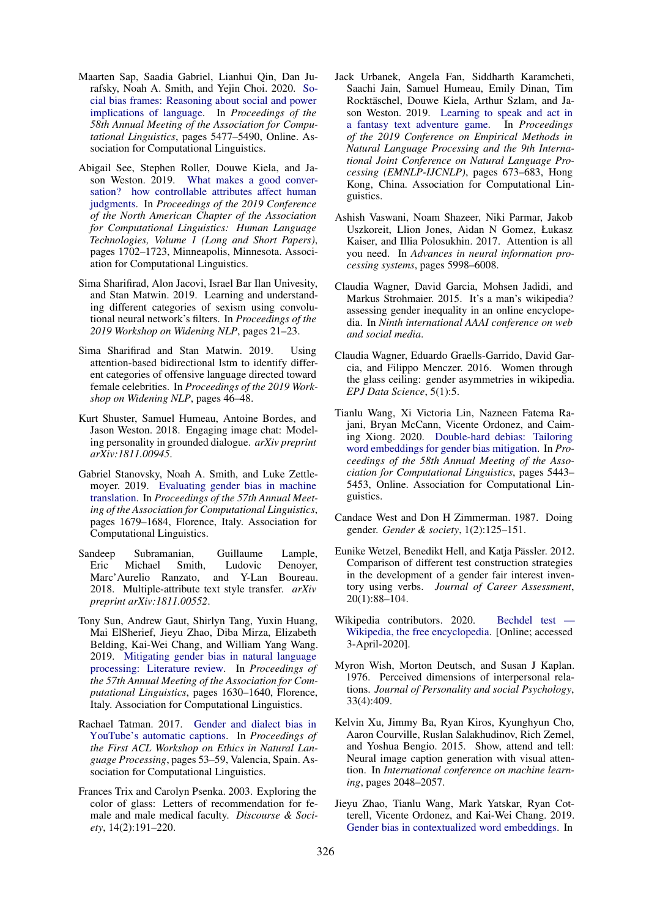Maarten Sap, Saadia Gabriel, Lianhui Qin, Dan Jurafsky, Noah A. Smith, and Yejin Choi. 2020. Social bias frames: Reasoning about social and power implications of language. In *Proceedings of the 58th Annual Meeting of the Association for Computational Linguistics*, pages 5477–5490, Online. Association for Computational Linguistics.

Abigail See, Stephen Roller, Douwe Kiela, and Jason Weston. 2019. What makes a good conversation? how controllable attributes affect human judgments. In *Proceedings of the 2019 Conference of the North American Chapter of the Association for Computational Linguistics: Human Language Technologies, Volume 1 (Long and Short Papers)*, pages 1702–1723, Minneapolis, Minnesota. Association for Computational Linguistics.

Sima Sharifirad, Alon Jacovi, Israel Bar Ilan Univesity, and Stan Matwin. 2019. Learning and understanding different categories of sexism using convolutional neural network's filters. In *Proceedings of the 2019 Workshop on Widening NLP*, pages 21–23.

Sima Sharifirad and Stan Matwin. 2019. Using attention-based bidirectional lstm to identify different categories of offensive language directed toward female celebrities. In *Proceedings of the 2019 Workshop on Widening NLP*, pages 46–48.

Kurt Shuster, Samuel Humeau, Antoine Bordes, and Jason Weston. 2018. Engaging image chat: Modeling personality in grounded dialogue. *arXiv preprint arXiv:1811.00945*.

Gabriel Stanovsky, Noah A. Smith, and Luke Zettlemoyer. 2019. Evaluating gender bias in machine translation. In *Proceedings of the 57th Annual Meeting of the Association for Computational Linguistics*, pages 1679–1684, Florence, Italy. Association for Computational Linguistics.

Sandeep Subramanian, Guillaume Lample, Eric Michael Smith, Ludovic Denoyer, Marc'Aurelio Ranzato, and Y-Lan Boureau. 2018. Multiple-attribute text style transfer. *arXiv preprint arXiv:1811.00552*.

Tony Sun, Andrew Gaut, Shirlyn Tang, Yuxin Huang, Mai ElSherief, Jieyu Zhao, Diba Mirza, Elizabeth Belding, Kai-Wei Chang, and William Yang Wang. 2019. Mitigating gender bias in natural language processing: Literature review. In *Proceedings of the 57th Annual Meeting of the Association for Computational Linguistics*, pages 1630–1640, Florence, Italy. Association for Computational Linguistics.

Rachael Tatman. 2017. Gender and dialect bias in YouTube's automatic captions. In *Proceedings of the First ACL Workshop on Ethics in Natural Language Processing*, pages 53–59, Valencia, Spain. Association for Computational Linguistics.

Frances Trix and Carolyn Psenka. 2003. Exploring the color of glass: Letters of recommendation for female and male medical faculty. *Discourse & Society*, 14(2):191–220.

Jack Urbanek, Angela Fan, Siddharth Karamcheti, Saachi Jain, Samuel Humeau, Emily Dinan, Tim Rocktäschel, Douwe Kiela, Arthur Szlam, and Jason Weston. 2019. Learning to speak and act in a fantasy text adventure game. In *Proceedings of the 2019 Conference on Empirical Methods in Natural Language Processing and the 9th International Joint Conference on Natural Language Processing (EMNLP-IJCNLP)*, pages 673–683, Hong Kong, China. Association for Computational Linguistics.

Ashish Vaswani, Noam Shazeer, Niki Parmar, Jakob Uszkoreit, Llion Jones, Aidan N Gomez, Łukasz Kaiser, and Illia Polosukhin. 2017. Attention is all you need. In *Advances in neural information processing systems*, pages 5998–6008.

Claudia Wagner, David Garcia, Mohsen Jadidi, and Markus Strohmaier. 2015. It's a man's wikipedia? assessing gender inequality in an online encyclopedia. In *Ninth international AAAI conference on web and social media*.

Claudia Wagner, Eduardo Graells-Garrido, David Garcia, and Filippo Menczer. 2016. Women through the glass ceiling: gender asymmetries in wikipedia. *EPJ Data Science*, 5(1):5.

Tianlu Wang, Xi Victoria Lin, Nazneen Fatema Rajani, Bryan McCann, Vicente Ordonez, and Caiming Xiong. 2020. Double-hard debias: Tailoring word embeddings for gender bias mitigation. In *Proceedings of the 58th Annual Meeting of the Association for Computational Linguistics*, pages 5443–5453, Online. Association for Computational Linguistics.

Candace West and Don H Zimmerman. 1987. Doing gender. *Gender & society*, 1(2):125–151.

Eunike Wetzel, Benedikt Hell, and Katja Pässler. 2012. Comparison of different test construction strategies in the development of a gender fair interest inventory using verbs. *Journal of Career Assessment*, 20(1):88–104.

Wikipedia contributors. 2020. Bechdel test — Wikipedia, the free encyclopedia. [Online; accessed 3-April-2020].

Myron Wish, Morton Deutsch, and Susan J Kaplan. 1976. Perceived dimensions of interpersonal relations. *Journal of Personality and social Psychology*, 33(4):409.

Kelvin Xu, Jimmy Ba, Ryan Kiros, Kyunghyun Cho, Aaron Courville, Ruslan Salakhudinov, Rich Zemel, and Yoshua Bengio. 2015. Show, attend and tell: Neural image caption generation with visual attention. In *International conference on machine learning*, pages 2048–2057.

Jieyu Zhao, Tianlu Wang, Mark Yatskar, Ryan Cotterell, Vicente Ordonez, and Kai-Wei Chang. 2019. Gender bias in contextualized word embeddings. In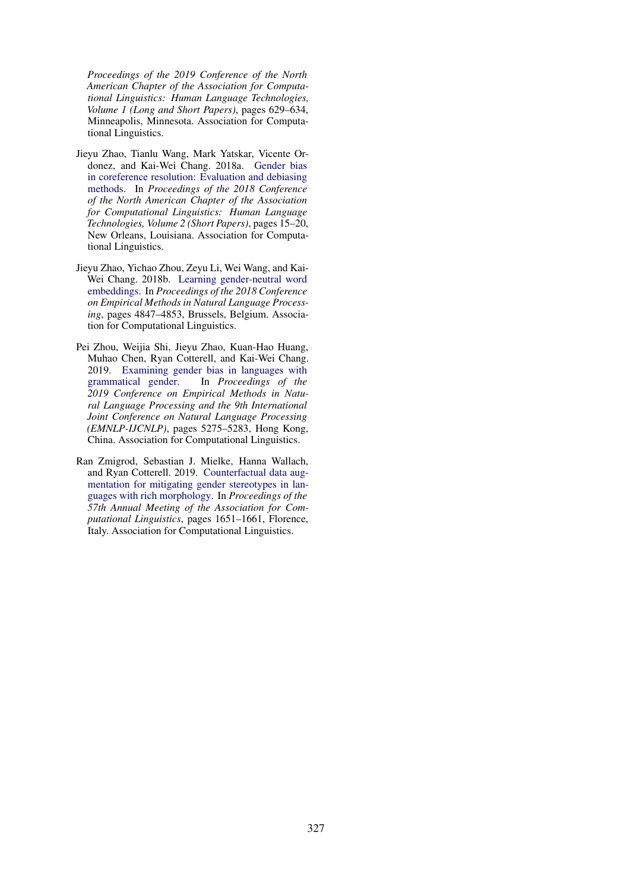*Proceedings of the 2019 Conference of the North American Chapter of the Association for Computational Linguistics: Human Language Technologies, Volume 1 (Long and Short Papers)*, pages 629–634, Minneapolis, Minnesota. Association for Computational Linguistics.

Jieyu Zhao, Tianlu Wang, Mark Yatskar, Vicente Ordonez, and Kai-Wei Chang. 2018a. Gender bias in coreference resolution: Evaluation and debiasing methods. In *Proceedings of the 2018 Conference of the North American Chapter of the Association for Computational Linguistics: Human Language Technologies, Volume 2 (Short Papers)*, pages 15–20, New Orleans, Louisiana. Association for Computational Linguistics.

Jieyu Zhao, Yichao Zhou, Zeyu Li, Wei Wang, and Kai-Wei Chang. 2018b. Learning gender-neutral word embeddings. In *Proceedings of the 2018 Conference on Empirical Methods in Natural Language Processing*, pages 4847–4853, Brussels, Belgium. Association for Computational Linguistics.

Pei Zhou, Weijia Shi, Jieyu Zhao, Kuan-Hao Huang, Muhao Chen, Ryan Cotterell, and Kai-Wei Chang. 2019. Examining gender bias in languages with grammatical gender. In *Proceedings of the 2019 Conference on Empirical Methods in Natural Language Processing and the 9th International Joint Conference on Natural Language Processing (EMNLP-IJCNLP)*, pages 5275–5283, Hong Kong, China. Association for Computational Linguistics.

Ran Zmigrod, Sebastian J. Mielke, Hanna Wallach, and Ryan Cotterell. 2019. Counterfactual data augmentation for mitigating gender stereotypes in languages with rich morphology. In *Proceedings of the 57th Annual Meeting of the Association for Computational Linguistics*, pages 1651–1661, Florence, Italy. Association for Computational Linguistics.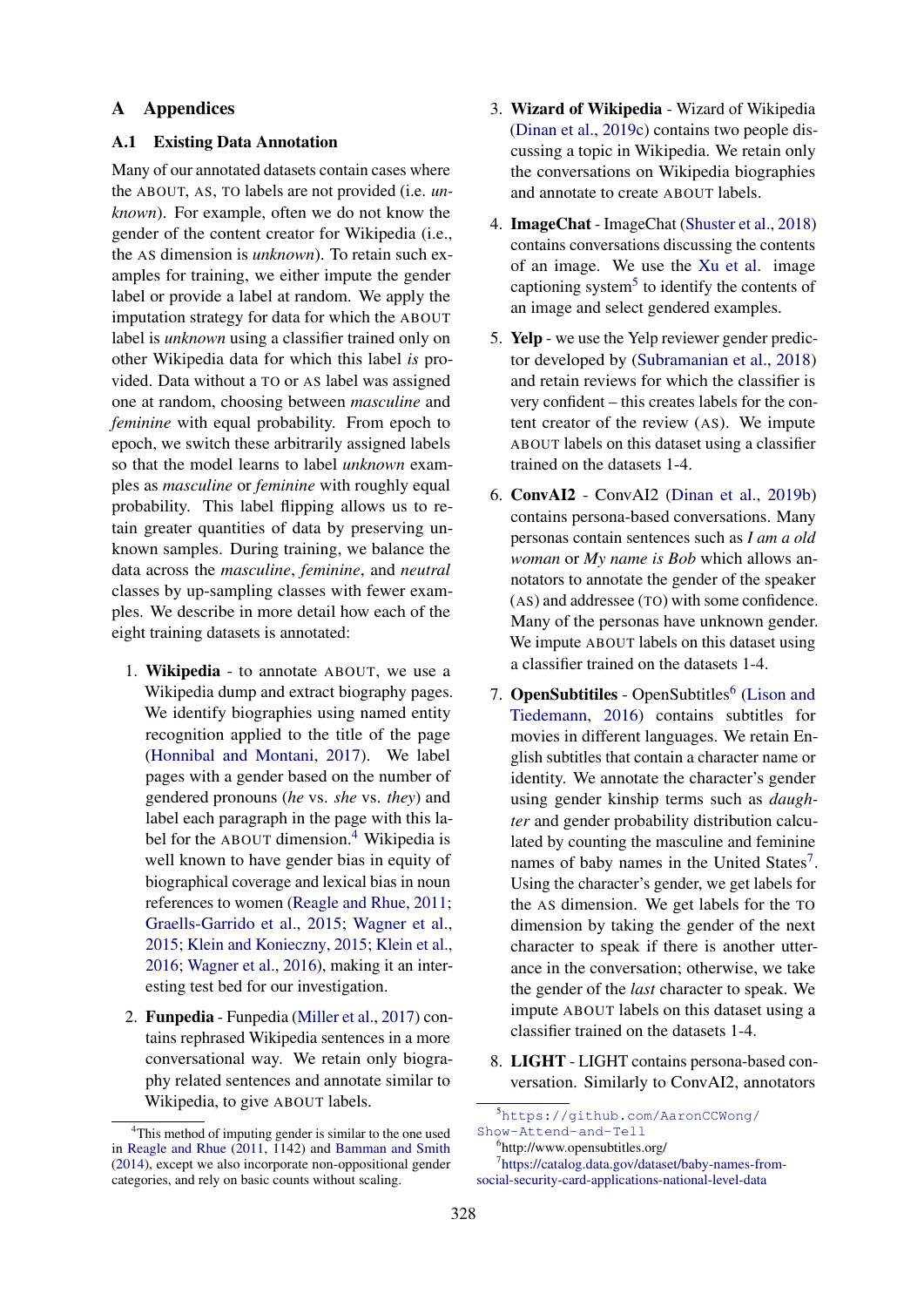# A Appendices

## A.1 Existing Data Annotation

Many of our annotated datasets contain cases where the ABOUT, AS, TO labels are not provided (i.e. *unknown*). For example, often we do not know the gender of the content creator for Wikipedia (i.e., the AS dimension is *unknown*). To retain such examples for training, we either impute the gender label or provide a label at random. We apply the imputation strategy for data for which the ABOUT label is *unknown* using a classifier trained only on other Wikipedia data for which this label *is* provided. Data without a TO or AS label was assigned one at random, choosing between *masculine* and *feminine* with equal probability. From epoch to epoch, we switch these arbitrarily assigned labels so that the model learns to label *unknown* examples as *masculine* or *feminine* with roughly equal probability. This label flipping allows us to retain greater quantities of data by preserving unknown samples. During training, we balance the data across the *masculine*, *feminine*, and *neutral* classes by up-sampling classes with fewer examples. We describe in more detail how each of the eight training datasets is annotated:

1. **Wikipedia** - to annotate ABOUT, we use a Wikipedia dump and extract biography pages. We identify biographies using named entity recognition applied to the title of the page (Honnibal and Montani, 2017). We label pages with a gender based on the number of gendered pronouns (*he* vs. *she* vs. *they*) and label each paragraph in the page with this label for the ABOUT dimension.[4] Wikipedia is well known to have gender bias in equity of biographical coverage and lexical bias in noun references to women (Reagle and Rhue, 2011; Graells-Garrido et al., 2015; Wagner et al., 2015; Klein and Konieczny, 2015; Klein et al., 2016; Wagner et al., 2016), making it an interesting test bed for our investigation.

2. **Funpedia** - Funpedia (Miller et al., 2017) contains rephrased Wikipedia sentences in a more conversational way. We retain only biography related sentences and annotate similar to Wikipedia, to give ABOUT labels.

3. **Wizard of Wikipedia** - Wizard of Wikipedia (Dinan et al., 2019c) contains two people discussing a topic in Wikipedia. We retain only the conversations on Wikipedia biographies and annotate to create ABOUT labels.

4. **ImageChat** - ImageChat (Shuster et al., 2018) contains conversations discussing the contents of an image. We use the Xu et al. image captioning system[5] to identify the contents of an image and select gendered examples.

5. **Yelp** - we use the Yelp reviewer gender predictor developed by (Subramanian et al., 2018) and retain reviews for which the classifier is very confident – this creates labels for the content creator of the review (AS). We impute ABOUT labels on this dataset using a classifier trained on the datasets 1-4.

6. **ConvAI2** - ConvAI2 (Dinan et al., 2019b) contains persona-based conversations. Many personas contain sentences such as *I am a old woman* or *My name is Bob* which allows annotators to annotate the gender of the speaker (AS) and addressee (TO) with some confidence. Many of the personas have unknown gender. We impute ABOUT labels on this dataset using a classifier trained on the datasets 1-4.

7. **OpenSubtitiles** - OpenSubtitles[6] (Lison and Tiedemann, 2016) contains subtitles for movies in different languages. We retain English subtitles that contain a character name or identity. We annotate the character's gender using gender kinship terms such as *daughter* and gender probability distribution calculated by counting the masculine and feminine names of baby names in the United States[7]. Using the character's gender, we get labels for the AS dimension. We get labels for the TO dimension by taking the gender of the next character to speak if there is another utterance in the conversation; otherwise, we take the gender of the *last* character to speak. We impute ABOUT labels on this dataset using a classifier trained on the datasets 1-4.

8. **LIGHT** - LIGHT contains persona-based conversation. Similarly to ConvAI2, annotators

---

[4] This method of imputing gender is similar to the one used in Reagle and Rhue (2011, 1142) and Bamman and Smith (2014), except we also incorporate non-oppositional gender categories, and rely on basic counts without scaling.

[5] https://github.com/AaronCCWong/Show-Attend-and-Tell

[6] http://www.opensubtitles.org/

[7] https://catalog.data.gov/dataset/baby-names-from-social-security-card-applications-national-level-data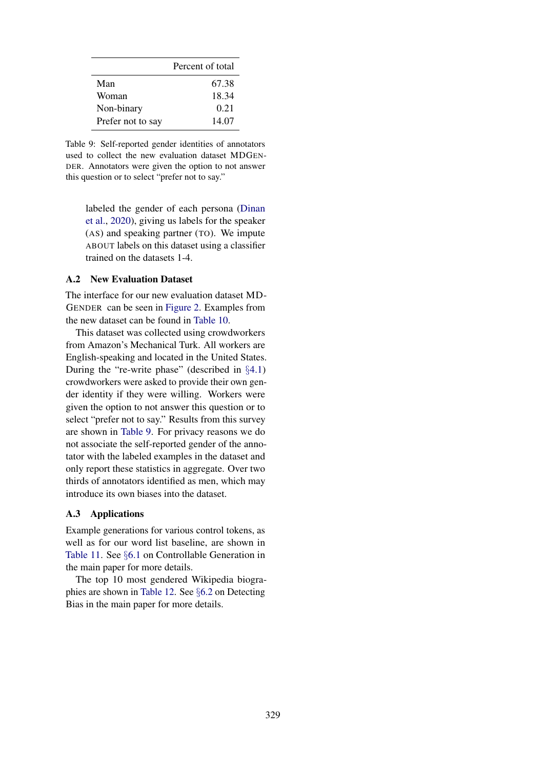| | Percent of total |
|---|---|
| Man | 67.38 |
| Woman | 18.34 |
| Non-binary | 0.21 |
| Prefer not to say | 14.07 |

Table 9: Self-reported gender identities of annotators used to collect the new evaluation dataset MDGENDER. Annotators were given the option to not answer this question or to select "prefer not to say."

labeled the gender of each persona (Dinan et al., 2020), giving us labels for the speaker (AS) and speaking partner (TO). We impute ABOUT labels on this dataset using a classifier trained on the datasets 1-4.

### A.2 New Evaluation Dataset

The interface for our new evaluation dataset MDGENDER can be seen in Figure 2. Examples from the new dataset can be found in Table 10.

This dataset was collected using crowdworkers from Amazon's Mechanical Turk. All workers are English-speaking and located in the United States. During the "re-write phase" (described in §4.1) crowdworkers were asked to provide their own gender identity if they were willing. Workers were given the option to not answer this question or to select "prefer not to say." Results from this survey are shown in Table 9. For privacy reasons we do not associate the self-reported gender of the annotator with the labeled examples in the dataset and only report these statistics in aggregate. Over two thirds of annotators identified as men, which may introduce its own biases into the dataset.

### A.3 Applications

Example generations for various control tokens, as well as for our word list baseline, are shown in Table 11. See §6.1 on Controllable Generation in the main paper for more details.

The top 10 most gendered Wikipedia biographies are shown in Table 12. See §6.2 on Detecting Bias in the main paper for more details.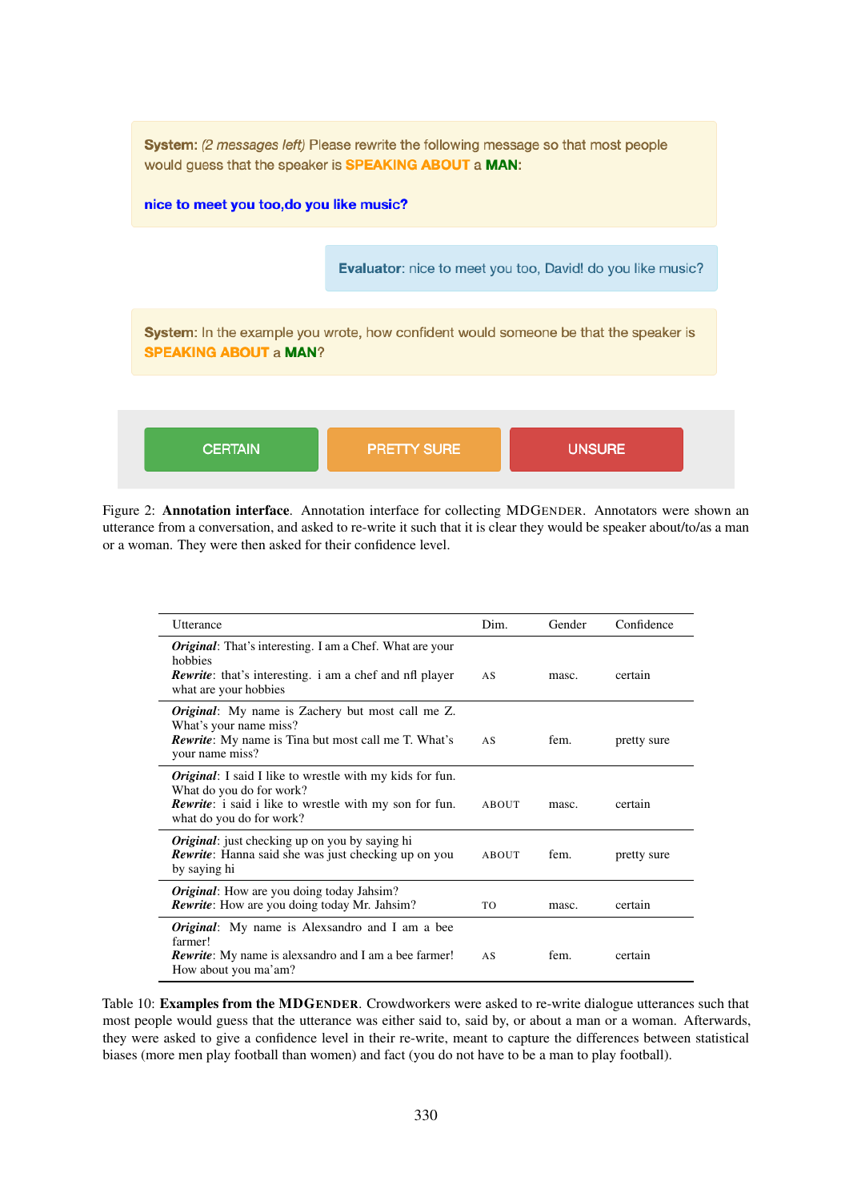**System:** *(2 messages left)* Please rewrite the following message so that most people would guess that the speaker is **SPEAKING ABOUT** a **MAN**:

**nice to meet you too,do you like music?**

**Evaluator**: nice to meet you too, David! do you like music?

**System**: In the example you wrote, how confident would someone be that the speaker is **SPEAKING ABOUT** a **MAN**?

CERTAIN | PRETTY SURE | UNSURE

Figure 2: **Annotation interface**. Annotation interface for collecting MDGENDER. Annotators were shown an utterance from a conversation, and asked to re-write it such that it is clear they would be speaker about/to/as a man or a woman. They were then asked for their confidence level.

| Utterance | Dim. | Gender | Confidence |
|---|---|---|---|
| ***Original***: That's interesting. I am a Chef. What are your hobbies<br>***Rewrite***: that's interesting. i am a chef and nfl player what are your hobbies | AS | masc. | certain |
| ***Original***: My name is Zachery but most call me Z. What's your name miss?<br>***Rewrite***: My name is Tina but most call me T. What's your name miss? | AS | fem. | pretty sure |
| ***Original***: I said I like to wrestle with my kids for fun. What do you do for work?<br>***Rewrite***: i said i like to wrestle with my son for fun. what do you do for work? | ABOUT | masc. | certain |
| ***Original***: just checking up on you by saying hi<br>***Rewrite***: Hanna said she was just checking up on you by saying hi | ABOUT | fem. | pretty sure |
| ***Original***: How are you doing today Jahsim?<br>***Rewrite***: How are you doing today Mr. Jahsim? | TO | masc. | certain |
| ***Original***: My name is Alexsandro and I am a bee farmer!<br>***Rewrite***: My name is alexsandro and I am a bee farmer! How about you ma'am? | AS | fem. | certain |

Table 10: **Examples from the MDGENDER**. Crowdworkers were asked to re-write dialogue utterances such that most people would guess that the utterance was either said to, said by, or about a man or a woman. Afterwards, they were asked to give a confidence level in their re-write, meant to capture the differences between statistical biases (more men play football than women) and fact (you do not have to be a man to play football).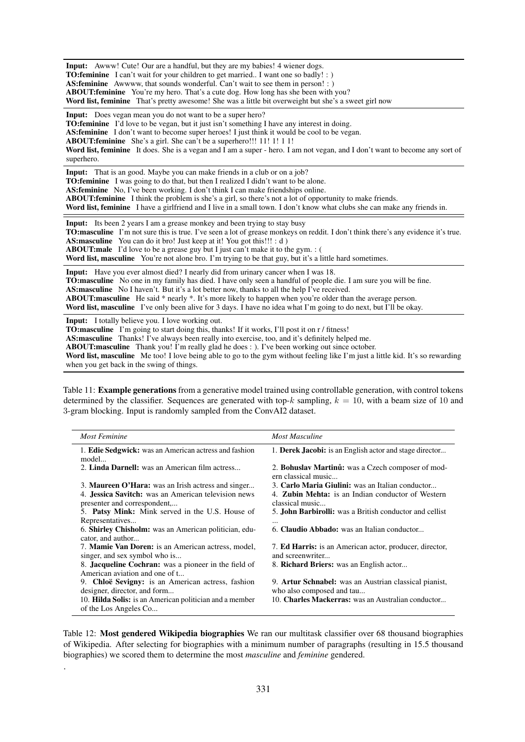| | |
|---|---|
| **Input:** | Awww! Cute! Our are a handful, but they are my babies! 4 wiener dogs. |
| **TO:feminine** | I can't wait for your children to get married.. I want one so badly! : ) |
| **AS:feminine** | Awwww, that sounds wonderful. Can't wait to see them in person! : ) |
| **ABOUT:feminine** | You're my hero. That's a cute dog. How long has she been with you? |
| **Word list, feminine** | That's pretty awesome! She was a little bit overweight but she's a sweet girl now |
| **Input:** | Does vegan mean you do not want to be a super hero? |
| **TO:feminine** | I'd love to be vegan, but it just isn't something I have any interest in doing. |
| **AS:feminine** | I don't want to become super heroes! I just think it would be cool to be vegan. |
| **ABOUT:feminine** | She's a girl. She can't be a superhero!!! 11! 1! 1 1! |
| **Word list, feminine** | It does. She is a vegan and I am a super - hero. I am not vegan, and I don't want to become any sort of superhero. |
| **Input:** | That is an good. Maybe you can make friends in a club or on a job? |
| **TO:feminine** | I was going to do that, but then I realized I didn't want to be alone. |
| **AS:feminine** | No, I've been working. I don't think I can make friendships online. |
| **ABOUT:feminine** | I think the problem is she's a girl, so there's not a lot of opportunity to make friends. |
| **Word list, feminine** | I have a girlfriend and I live in a small town. I don't know what clubs she can make any friends in. |
| **Input:** | Its been 2 years I am a grease monkey and been trying to stay busy |
| **TO:masculine** | I'm not sure this is true. I've seen a lot of grease monkeys on reddit. I don't think there's any evidence it's true. |
| **AS:masculine** | You can do it bro! Just keep at it! You got this!!! : d ) |
| **ABOUT:male** | I'd love to be a grease guy but I just can't make it to the gym. : ( |
| **Word list, masculine** | You're not alone bro. I'm trying to be that guy, but it's a little hard sometimes. |
| **Input:** | Have you ever almost died? I nearly did from urinary cancer when I was 18. |
| **TO:masculine** | No one in my family has died. I have only seen a handful of people die. I am sure you will be fine. |
| **AS:masculine** | No I haven't. But it's a lot better now, thanks to all the help I've received. |
| **ABOUT:masculine** | He said * nearly *. It's more likely to happen when you're older than the average person. |
| **Word list, masculine** | I've only been alive for 3 days. I have no idea what I'm going to do next, but I'll be okay. |
| **Input:** | I totally believe you. I love working out. |
| **TO:masculine** | I'm going to start doing this, thanks! If it works, I'll post it on r / fitness! |
| **AS:masculine** | Thanks! I've always been really into exercise, too, and it's definitely helped me. |
| **ABOUT:masculine** | Thank you! I'm really glad he does : ). I've been working out since october. |
| **Word list, masculine** | Me too! I love being able to go to the gym without feeling like I'm just a little kid. It's so rewarding when you get back in the swing of things. |

Table 11: **Example generations** from a generative model trained using controllable generation, with control tokens determined by the classifier. Sequences are generated with top-$k$ sampling, $k = 10$, with a beam size of 10 and 3-gram blocking. Input is randomly sampled from the ConvAI2 dataset.

| *Most Feminine* | *Most Masculine* |
|---|---|
| 1. **Edie Sedgwick:** was an American actress and fashion model... | 1. **Derek Jacobi:** is an English actor and stage director... |
| 2. **Linda Darnell:** was an American film actress... | 2. **Bohuslav Martinů:** was a Czech composer of modern classical music... |
| 3. **Maureen O'Hara:** was an Irish actress and singer... | 3. **Carlo Maria Giulini:** was an Italian conductor... |
| 4. **Jessica Savitch:** was an American television news presenter and correspondent,... | 4. **Zubin Mehta:** is an Indian conductor of Western classical music... |
| 5. **Patsy Mink:** Mink served in the U.S. House of Representatives... | 5. **John Barbirolli:** was a British conductor and cellist ... |
| 6. **Shirley Chisholm:** was an American politician, educator, and author... | 6. **Claudio Abbado:** was an Italian conductor... |
| 7. **Mamie Van Doren:** is an American actress, model, singer, and sex symbol who is... | 7. **Ed Harris:** is an American actor, producer, director, and screenwriter... |
| 8. **Jacqueline Cochran:** was a pioneer in the field of American aviation and one of t... | 8. **Richard Briers:** was an English actor... |
| 9. **Chloë Sevigny:** is an American actress, fashion designer, director, and form... | 9. **Artur Schnabel:** was an Austrian classical pianist, who also composed and tau... |
| 10. **Hilda Solis:** is an American politician and a member of the Los Angeles Co... | 10. **Charles Mackerras:** was an Australian conductor... |

Table 12: **Most gendered Wikipedia biographies** We ran our multitask classifier over 68 thousand biographies of Wikipedia. After selecting for biographies with a minimum number of paragraphs (resulting in 15.5 thousand biographies) we scored them to determine the most *masculine* and *feminine* gendered.

.